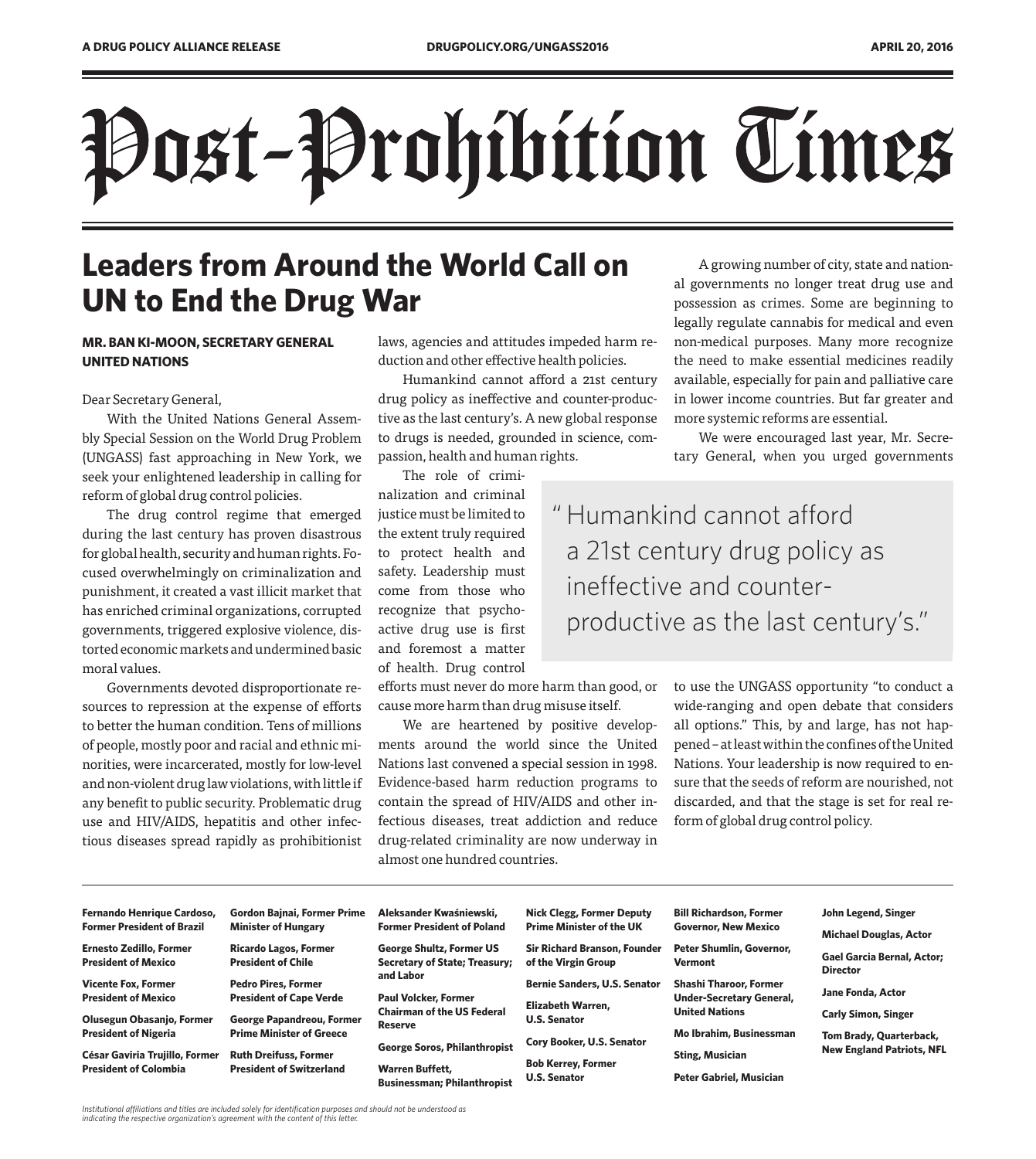# Post-Prohibition Times

## Leaders from Around the World Call on UN to End the Drug War

**MR. BAN KI-MOON, SECRETARY GENERAL UNITED NATIONS**

Dear Secretary General,

With the United Nations General Assembly Special Session on the World Drug Problem (UNGASS) fast approaching in New York, we seek your enlightened leadership in calling for reform of global drug control policies.

The drug control regime that emerged during the last century has proven disastrous for global health, security and human rights. Focused overwhelmingly on criminalization and punishment, it created a vast illicit market that has enriched criminal organizations, corrupted governments, triggered explosive violence, distorted economic markets and undermined basic moral values.

Governments devoted disproportionate resources to repression at the expense of efforts to better the human condition. Tens of millions of people, mostly poor and racial and ethnic minorities, were incarcerated, mostly for low-level and non-violent drug law violations, with little if any benefit to public security. Problematic drug use and HIV/AIDS, hepatitis and other infectious diseases spread rapidly as prohibitionist laws, agencies and attitudes impeded harm reduction and other effective health policies.

Humankind cannot afford a 21st century drug policy as ineffective and counter-productive as the last century's. A new global response to drugs is needed, grounded in science, compassion, health and human rights.

The role of criminalization and criminal justice must be limited to the extent truly required to protect health and safety. Leadership must come from those who recognize that psychoactive drug use is first and foremost a matter of health. Drug control efforts must never do more harm than good, or cause more harm than drug misuse itself.

> "Humankind cannot afford a 21st century drug policy as ineffective and counter-productive as the last century's."

We are heartened by positive developments around the world since the United Nations last convened a special session in 1998. Evidence-based harm reduction programs to contain the spread of HIV/AIDS and other infectious diseases, treat addiction and reduce drug-related criminality are now underway in almost one hundred countries.

A growing number of city, state and national governments no longer treat drug use and possession as crimes. Some are beginning to legally regulate cannabis for medical and even non-medical purposes. Many more recognize the need to make essential medicines readily available, especially for pain and palliative care in lower income countries. But far greater and more systemic reforms are essential.

We were encouraged last year, Mr. Secretary General, when you urged governments to use the UNGASS opportunity "to conduct a wide-ranging and open debate that considers all options." This, by and large, has not happened – at least within the confines of the United Nations. Your leadership is now required to ensure that the seeds of reform are nourished, not discarded, and that the stage is set for real reform of global drug control policy.

**Fernando Henrique Cardoso, Former President of Brazil**

**Ernesto Zedillo, Former President of Mexico**

**Vicente Fox, Former President of Mexico**

**Olusegun Obasanjo, Former President of Nigeria**

**César Gaviria Trujillo, Former President of Colombia**

**Gordon Bajnai, Former Prime Minister of Hungary**

**Ricardo Lagos, Former President of Chile**

**Pedro Pires, Former President of Cape Verde**

**George Papandreou, Former Prime Minister of Greece**

**Ruth Dreifuss, Former President of Switzerland**

**Aleksander Kwaśniewski, Former President of Poland**

**George Shultz, Former US Secretary of State; Treasury; and Labor**

**Paul Volcker, Former Chairman of the US Federal Reserve**

**George Soros, Philanthropist**

**Warren Buffett, Businessman; Philanthropist**

**Nick Clegg, Former Deputy Prime Minister of the UK**

**Sir Richard Branson, Founder of the Virgin Group**

**Bernie Sanders, U.S. Senator**

**Elizabeth Warren, U.S. Senator**

**Cory Booker, U.S. Senator**

**Bob Kerrey, Former U.S. Senator**

**Bill Richardson, Former Governor, New Mexico**

**Peter Shumlin, Governor, Vermont**

**Shashi Tharoor, Former Under-Secretary General, United Nations**

**Mo Ibrahim, Businessman**

**Sting, Musician**

**Peter Gabriel, Musician**

**John Legend, Singer**

**Michael Douglas, Actor**

**Gael Garcia Bernal, Actor; Director**

**Jane Fonda, Actor**

**Carly Simon, Singer**

**Tom Brady, Quarterback, New England Patriots, NFL**

*Institutional affiliations and titles are included solely for identification purposes and should not be understood as indicating the respective organization's agreement with the content of this letter.*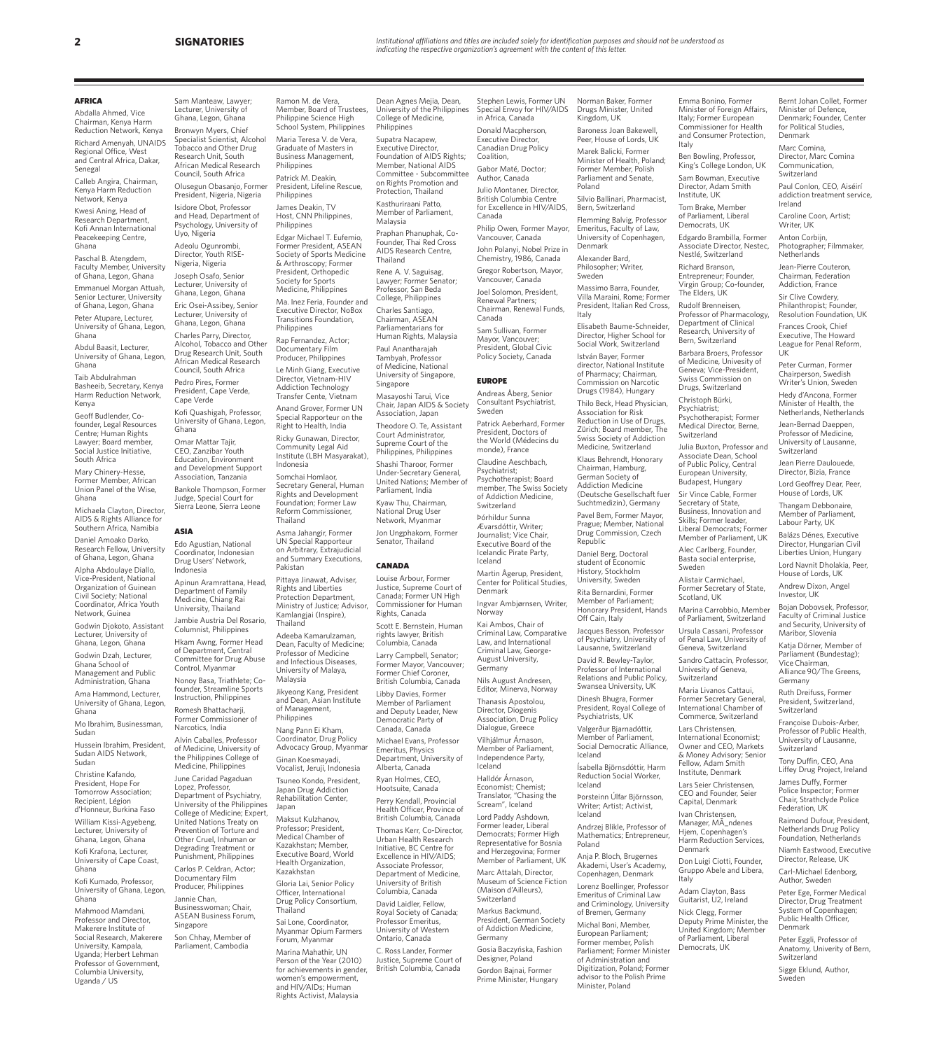## SIGNATORIES

*Institutional affiliations and titles are included solely for identification purposes and should not be understood as indicating the respective organization's agreement with the content of this letter.*

### AFRICA

Abdalla Ahmed, Vice Chairman, Kenya Harm Reduction Network, Kenya

Richard Amenyah, UNAIDS Regional Office, West and Central Africa, Dakar, Senegal

Calleb Angira, Chairman, Kenya Harm Reduction Network, Kenya

Kwesi Aning, Head of Research Department, Kofi Annan International Peacekeeping Centre, Ghana

Paschal B. Atengdem, Faculty Member, University of Ghana, Legon, Ghana

Emmanuel Morgan Attuah, Senior Lecturer, University of Ghana, Legon, Ghana

Peter Atupare, Lecturer, University of Ghana, Legon, Ghana

Abdul Baasit, Lecturer, University of Ghana, Legon, Ghana

Taib Abdulrahman Basheeib, Secretary, Kenya Harm Reduction Network, Kenya

Geoff Budlender, Co-founder, Legal Resources Centre; Human Rights Lawyer; Board member, Social Justice Initiative, South Africa

Mary Chinery-Hesse, Former Member, African Union Panel of the Wise, Ghana

Michaela Clayton, Director, AIDS & Rights Alliance for Southern Africa, Namibia

Daniel Amoako Darko, Research Fellow, University of Ghana, Legon, Ghana

Alpha Abdoulaye Diallo, Vice-President, National Organization of Guinean Civil Society; National Coordinator, Africa Youth Network, Guinea

Godwin Djokoto, Assistant Lecturer, University of Ghana, Legon, Ghana

Godwin Dzah, Lecturer, Ghana School of Management and Public Administration, Ghana

Ama Hammond, Lecturer, University of Ghana, Legon, Ghana

Mo Ibrahim, Businessman, Sudan

Hussein Ibrahim, President, Sudan AIDS Network, Sudan

Christine Kafando, President, Hope For Tomorrow Association; Recipient, Légion d'Honneur, Burkina Faso

William Kissi-Agyebeng, Lecturer, University of Ghana, Legon, Ghana

Kofi Krafona, Lecturer, University of Cape Coast, Ghana

Kofi Kumado, Professor, University of Ghana, Legon, Ghana

Mahmood Mamdani, Professor and Director, Makerere Institute of Social Research, Makerere University, Kampala, Uganda; Herbert Lehman Professor of Government, Columbia University, Uganda / US

Sam Manteaw, Lawyer; Lecturer, University of Ghana, Legon, Ghana

Bronwyn Myers, Chief Specialist Scientist, Alcohol Tobacco and Other Drug Research Unit, South African Medical Research Council, South Africa

Olusegun Obasanjo, Former President, Nigeria, Nigeria

Isidore Obot, Professor and Head, Department of Psychology, University of Uyo, Nigeria

Adeolu Ogunrombi, Director, Youth RISE-Nigeria, Nigeria

Joseph Osafo, Senior Lecturer, University of Ghana, Legon, Ghana

Eric Osei-Assibey, Senior Lecturer, University of Ghana, Legon, Ghana

Charles Parry, Director, Alcohol, Tobacco and Other Drug Research Unit, South African Medical Research Council, South Africa

Pedro Pires, Former President, Cape Verde, Cape Verde

Kofi Quashigah, Professor, University of Ghana, Legon, Ghana

Omar Mattar Tajir, CEO, Zanzibar Youth Education, Environment and Development Support Association, Tanzania

Bankole Thompson, Former Judge, Special Court for Sierra Leone, Sierra Leone

### ASIA

Edo Agustian, National Coordinator, Indonesian Drug Users' Network, Indonesia

Apinun Aramrattana, Head, Department of Family Medicine, Chiang Rai University, Thailand

Jambie Austria Del Rosario, Columnist, Philippines

Hkam Awng, Former Head of Department, Central Committee for Drug Abuse Control, Myanmar

Nonoy Basa, Triathlete; Co-founder, Streamline Sports Instruction, Philippines

Romesh Bhattacharji, Former Commissioner of Narcotics, India

Alvin Caballes, Professor of Medicine, University of the Philippines College of Medicine, Philippines

June Caridad Pagaduan Lopez, Professor, Department of Psychiatry, University of the Philippines College of Medicine; Expert, United Nations Treaty on Prevention of Torture and Other Cruel, Inhuman or Degrading Treatment or Punishment, Philippines

Carlos P. Celdran, Actor; Documentary Film Producer, Philippines

Jannie Chan, Businesswoman; Chair, ASEAN Business Forum, Singapore

Son Chhay, Member of Parliament, Cambodia

Ramon M. de Vera, Member, Board of Trustees, Philippine Science High School System, Philippines

Maria Teresa V. de Vera, Graduate of Masters in Business Management, Philippines

Patrick M. Deakin, President, Lifeline Rescue, Philippines

James Deakin, TV Host, CNN Philippines, Philippines

Edgar Michael T. Eufemio, Former President, ASEAN Society of Sports Medicine & Arthroscopy; Former President, Orthopedic Society for Sports Medicine, Philippines

Ma. Inez Feria, Founder and Executive Director, NoBox Transitions Foundation, Philippines

Rap Fernandez, Actor; Documentary Film Producer, Philippines

Le Minh Giang, Executive Director, Vietnam-HIV Addiction Technology Transfer Cente, Vietnam

Anand Grover, Former UN Special Rapporteur on the Right to Health, India

Ricky Gunawan, Director, Community Legal Aid Institute (LBH Masyarakat), Indonesia

Somchai Homlaor, Secretary General, Human Rights and Development Foundation; Former Law Reform Commissioner, Thailand

Asma Jahangir, Former UN Special Rapporteur on Arbitrary, Extrajudicial and Summary Executions, Pakistan

Pittaya Jinawat, Adviser, Rights and Liberties Protection Department, Ministry of Justice; Advisor, Kamlangjai (Inspire), Thailand

Adeeba Kamarulzaman, Dean, Faculty of Medicine; Professor of Medicine and Infectious Diseases, University of Malaya, Malaysia

Jikyeong Kang, President and Dean, Asian Institute of Management, Philippines

Nang Pann Ei Kham, Coordinator, Drug Policy Advocacy Group, Myanmar

Ginan Koesmayadi, Vocalist, Jeruji, Indonesia

Tsuneo Kondo, President, Japan Drug Addiction Rehabilitation Center, Japan

Maksut Kulzhanov, Professor; President, Medical Chamber of Kazakhstan; Member, Executive Board, World Health Organization, Kazakhstan

Gloria Lai, Senior Policy Officer, International Drug Policy Consortium, Thailand

Sai Lone, Coordinator, Myanmar Opium Farmers Forum, Myanmar

Marina Mahathir, UN Person of the Year (2010) for achievements in gender, women's empowerment, and HIV/AIDs; Human Rights Activist, Malaysia

Dean Agnes Mejia, Dean, University of the Philippines College of Medicine, Philippines

Supatra Nacapew, Executive Director, Foundation of AIDS Rights; Member, National AIDS Committee - Subcommittee on Rights Promotion and Protection, Thailand

Kasthuriraani Patto, Member of Parliament, Malaysia

Praphan Phanuphak, Co-Founder, Thai Red Cross AIDS Research Centre, Thailand

Rene A. V. Saguisag, Lawyer; Former Senator; Professor, San Beda College, Philippines

Charles Santiago, Chairman, ASEAN Parliamentarians for Human Rights, Malaysia

Paul Anantharajah Tambyah, Professor of Medicine, National University of Singapore, Singapore

Masayoshi Tarui, Vice Chair, Japan AIDS & Society Association, Japan

Theodore O. Te, Assistant Court Administrator, Supreme Court of the Philippines, Philippines

Shashi Tharoor, Former Under-Secretary General, United Nations; Member of Parliament, India

Kyaw Thu, Chairman, National Drug User Network, Myanmar

Jon Ungphakorn, Former Senator, Thailand

### CANADA

Louise Arbour, Former Justice, Supreme Court of Canada; Former UN High Commissioner for Human Rights, Canada

Scott E. Bernstein, Human rights lawyer, British Columbia, Canada

Larry Campbell, Senator; Former Mayor, Vancouver; Former Chief Coroner, British Columbia, Canada

Libby Davies, Former Member of Parliament and Deputy Leader, New Democratic Party of Canada, Canada

Michael Evans, Professor Emeritus, Physics Department, University of Alberta, Canada

Ryan Holmes, CEO, Hootsuite, Canada

Perry Kendall, Provincial Health Officer, Province of British Columbia, Canada

Thomas Kerr, Co-Director, Urban Health Research Initiative, BC Centre for Excellence in HIV/AIDS; Associate Professor, Department of Medicine, University of British Columbia, Canada

David Laidler, Fellow, Royal Society of Canada; Professor Emeritus, University of Western Ontario, Canada

C. Ross Lander, Former Justice, Supreme Court of British Columbia, Canada

Stephen Lewis, Former UN Special Envoy for HIV/AIDS in Africa, Canada

Donald Macpherson, Executive Director, Canadian Drug Policy Coalition,

Gabor Maté, Doctor; Author, Canada

Julio Montaner, Director, British Columbia Centre for Excellence in HIV/AIDS, Canada

Philip Owen, Former Mayor, Vancouver, Canada

John Polanyi, Nobel Prize in Chemistry, 1986, Canada

Gregor Robertson, Mayor, Vancouver, Canada

Joel Solomon, President, Renewal Partners; Chairman, Renewal Funds, Canada

Sam Sullivan, Former Mayor, Vancouver; President, Global Civic Policy Society, Canada

### EUROPE

Andreas Åberg, Senior Consultant Psychiatrist, Sweden

Patrick Aeberhard, Former President, Doctors of the World (Médecins du monde), France

Claudine Aeschbach, Psychiatrist; Psychotherapist; Board member, The Swiss Society of Addiction Medicine, Switzerland

Þórhildur Sunna Ævarsdóttir, Writer; Journalist; Vice Chair, Executive Board of the Icelandic Pirate Party, Iceland

Martin Ågerup, President, Center for Political Studies, Denmark

Ingvar Ambjørnsen, Writer, Norway

Kai Ambos, Chair of Criminal Law, Comparative Law, and International Criminal Law, George-August University, Germany

Nils August Andresen, Editor, Minerva, Norway

Thanasis Apostolou, Director, Diogenis Association, Drug Policy Dialogue, Greece

Vilhjálmur Árnason, Member of Parliament, Independence Party, Iceland

Halldór Árnason, Economist; Chemist; Translator, "Chasing the Scream", Iceland

Lord Paddy Ashdown, Former leader, Liberal Democrats; Former High Representative for Bosnia and Herzegovina; Former Member of Parliament, UK

Marc Attalah, Director, Museum of Science Fiction (Maison d'Ailleurs), Switzerland

Markus Backmund, President, German Society of Addiction Medicine, Germany

Gosia Baczyńska, Fashion Designer, Poland

Gordon Bajnai, Former Prime Minister, Hungary

Norman Baker, Former Drugs Minister, United Kingdom, UK

Baroness Joan Bakewell, Peer, House of Lords, UK

Marek Balicki, Former Minister of Health, Poland; Former Member, Polish Parliament and Senate, Poland

Silvio Ballinari, Pharmacist, Bern, Switzerland

Flemming Balvig, Professor Emeritus, Faculty of Law, University of Copenhagen, Denmark

Alexander Bard, Philosopher; Writer, Sweden

Massimo Barra, Founder, Villa Maraini, Rome; Former President, Italian Red Cross, Italy

Elisabeth Baume-Schneider, Director, Higher School for Social Work, Switzerland

István Bayer, Former director, National Institute of Pharmacy; Chairman, Commission on Narcotic Drugs (1984), Hungary

Thilo Beck, Head Physician, Association for Risk Reduction in Use of Drugs, Zürich; Board member, The Swiss Society of Addiction Medicine, Switzerland

Klaus Behrendt, Honorary Chairman, Hamburg, German Society of Addiction Medicine (Deutsche Gesellschaft fuer Suchtmedizin), Germany

Pavel Bem, Former Mayor, Prague; Member, National Drug Commission, Czech Republic

Daniel Berg, Doctoral student of Economic History, Stockholm University, Sweden

Rita Bernardini, Former Member of Parliament; Honorary President, Hands Off Cain, Italy

Jacques Besson, Professor of Psychiatry, University of Lausanne, Switzerland

David R. Bewley-Taylor, Professor of International Relations and Public Policy, Swansea University, UK

Dinesh Bhugra, Former President, Royal College of Psychiatrists, UK

Valgerður Bjarnadóttir, Member of Parliament, Social Democratic Alliance, Iceland

Ísabella Björnsdóttir, Harm Reduction Social Worker, Iceland

Þorsteinn Úlfar Björnsson, Writer; Artist; Activist, Iceland

Andrzej Blikle, Professor of Mathematics; Entrepreneur, Poland

Anja P. Bloch, Brugernes Akademi, User's Academy, Copenhagen, Denmark

Lorenz Boellinger, Professor Emeritus of Criminal Law and Criminology, University of Bremen, Germany

Michal Boni, Member, European Parliament; Former member, Polish Parliament; Former Minister of Administration and Digitization, Poland; Former advisor to the Polish Prime Minister, Poland

Emma Bonino, Former Minister of Foreign Affairs, Italy; Former European Commissioner for Health and Consumer Protection, Italy

Ben Bowling, Professor, King's College London, UK

Sam Bowman, Executive Director, Adam Smith Institute, UK

Tom Brake, Member of Parliament, Liberal Democrats, UK

Edgardo Brambilla, Former Associate Director, Nestec, Nestlé, Switzerland

Richard Branson, Entrepreneur; Founder, Virgin Group; Co-founder, The Elders, UK

Rudolf Brenneisen, Professor of Pharmacology, Department of Clinical Research, University of Bern, Switzerland

Barbara Broers, Professor of Medicine, University of Geneva; Vice-President, Swiss Commission on Drugs, Switzerland

Christoph Bürki, Psychiatrist; Psychotherapist; Former Medical Director, Berne, Switzerland

Julia Buxton, Professor and Associate Dean, School of Public Policy, Central European University, Budapest, Hungary

Sir Vince Cable, Former Secretary of State, Business, Innovation and Skills; Former leader, Liberal Democrats; Former Member of Parliament, UK

Alec Carlberg, Founder, Basta social enterprise, Sweden

Alistair Carmichael, Former Secretary of State, Scotland, UK

Marina Carrobbio, Member of Parliament, Switzerland

Ursula Cassani, Professor of Penal Law, University of Geneva, Switzerland

Sandro Cattacin, Professor, Univesity of Geneva, Switzerland

Maria Livanos Cattaui, Former Secretary General, International Chamber of Commerce, Switzerland

Lars Christensen, International Economist; Owner and CEO, Markets & Money Advisory; Senior Fellow, Adam Smith Institute, Denmark

Lars Seier Christensen, CEO and Founder, Seier Capital, Denmark

Ivan Christensen, Manager, MÃ_ndenes Hjem, Copenhagen's Harm Reduction Services, Denmark

Don Luigi Ciotti, Founder, Gruppo Abele and Libera, Italy

Adam Clayton, Bass Guitarist, U2, Ireland

Nick Clegg, Former Deputy Prime Minister, the United Kingdom; Member of Parliament, Liberal Democrats, UK

Bernt Johan Collet, Former Minister of Defence, Denmark; Founder, Center for Political Studies, Denmark

Marc Comina, Director, Marc Comina Communication, Switzerland

Paul Conlon, CEO, Aiséirí addiction treatment service, Ireland

Caroline Coon, Artist; Writer, UK

Anton Corbijn, Photographer; Filmmaker, Netherlands

Jean-Pierre Couteron, Chairman, Federation Addiction, France

Sir Clive Cowdery, Philanthropist; Founder, Resolution Foundation, UK

Frances Crook, Chief Executive, The Howard League for Penal Reform, UK

Peter Curman, Former Chairperson, Swedish Writer's Union, Sweden

Hedy d'Ancona, Former Minister of Health, the Netherlands, Netherlands

Jean-Bernad Daeppen, Professor of Medicine, University of Lausanne, Switzerland

Jean Pierre Daulouede, Director, Bizia, France

Lord Geoffrey Dear, Peer, House of Lords, UK

Thangam Debbonaire, Member of Parliament, Labour Party, UK

Balázs Dénes, Executive Director, Hungarian Civil Liberties Union, Hungary

Lord Navnit Dholakia, Peer, House of Lords, UK

Andrew Dixon, Angel Investor, UK

Bojan Dobovsek, Professor, Faculty of Criminal Justice and Security, University of Maribor, Slovenia

Katja Dörner, Member of Parliament (Bundestag); Vice Chairman, Alliance 90/The Greens, Germany

Ruth Dreifuss, Former President, Switzerland, Switzerland

Françoise Dubois-Arber, Professor of Public Health, University of Lausanne, Switzerland

Tony Duffin, CEO, Ana Liffey Drug Project, Ireland

James Duffy, Former Police Inspector; Former Chair, Strathclyde Police Federation, UK

Raimond Dufour, President, Netherlands Drug Policy Foundation, Netherlands

Niamh Eastwood, Executive Director, Release, UK

Carl-Michael Edenborg, Author, Sweden

Peter Ege, Former Medical Director, Drug Treatment System of Copenhagen; Public Health Officer, Denmark

Peter Eggli, Professor of Anatomy, Univerity of Bern, Switzerland

Sigge Eklund, Author, Sweden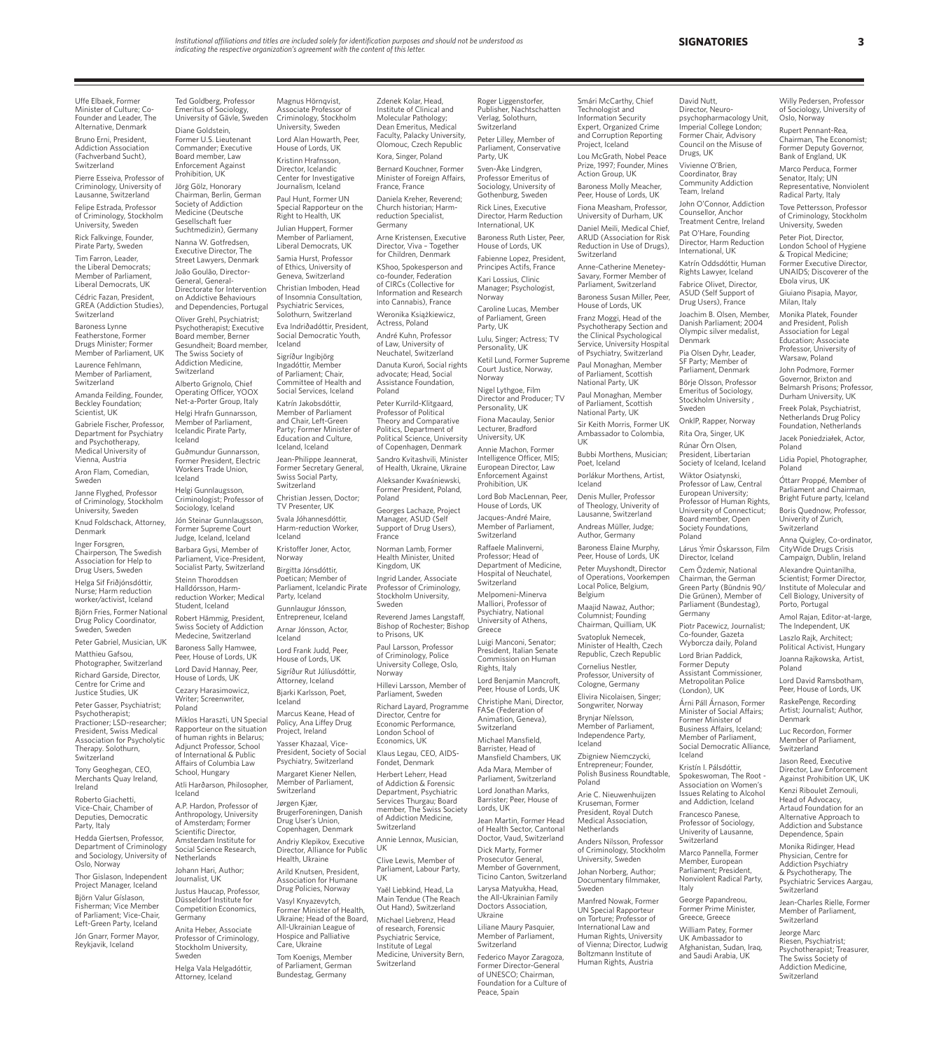*Institutional affiliations and titles are included solely for identification purposes and should not be understood as indicating the respective organization's agreement with the content of this letter.*

## SIGNATORIES

Uffe Elbaek, Former Minister of Culture; Co-Founder and Leader, The Alternative, Denmark

Bruno Erni, President, Addiction Association (Fachverband Sucht), Switzerland

Pierre Esseiva, Professor of Criminology, University of Lausanne, Switzerland

Felipe Estrada, Professor of Criminology, Stockholm University, Sweden

Rick Falkvinge, Founder, Pirate Party, Sweden

Tim Farron, Leader, the Liberal Democrats; Member of Parliament, Liberal Democrats, UK

Cédric Fazan, President, GREA (Addiction Studies), Switzerland

Baroness Lynne Featherstone, Former Drugs Minister; Former Member of Parliament, UK

Laurence Fehlmann, Member of Parliament, Switzerland

Amanda Feilding, Founder, Beckley Foundation; Scientist, UK

Gabriele Fischer, Professor, Department for Psychiatry and Psychotherapy, Medical University of Vienna, Austria

Aron Flam, Comedian, Sweden

Janne Flyghed, Professor of Criminology, Stockholm University, Sweden

Knud Foldschack, Attorney, Denmark

Inger Forsgren, Chairperson, The Swedish Association for Help to Drug Users, Sweden

Helga Sif Friðjónsdóttir, Nurse; Harm reduction worker/activist, Iceland

Björn Fries, Former National Drug Policy Coordinator, Sweden, Sweden

Peter Gabriel, Musician, UK

Matthieu Gafsou, Photographer, Switzerland

Richard Garside, Director, Centre for Crime and Justice Studies, UK

Peter Gasser, Psychiatrist; Psychotherapist; Practioner; LSD-researcher; President, Swiss Medical Association for Psycholytic Therapy. Solothurn, Switzerland

Tony Geoghegan, CEO, Merchants Quay Ireland, Ireland

Roberto Giachetti, Vice-Chair, Chamber of Deputies, Democratic Party, Italy

Hedda Giertsen, Professor, Department of Criminology and Sociology, University of Oslo, Norway

Thor Gislason, Independent Project Manager, Iceland

Björn Valur Gíslason, Fisherman; Vice Member of Parliament; Vice-Chair, Left-Green Party, Iceland

Jón Gnarr, Former Mayor, Reykjavik, Iceland

Ted Goldberg, Professor Emeritus of Sociology, University of Gävle, Sweden

Diane Goldstein, Former U.S. Lieutenant Commander; Executive Board member, Law Enforcement Against Prohibition, UK

Jörg Gölz, Honorary Chairman, Berlin, German Society of Addiction Medicine (Deutsche Gesellschaft fuer Suchtmedizin), Germany

Nanna W. Gotfredsen, Executive Director, The Street Lawyers, Denmark

João Goulão, Director-General, General-Directorate for Intervention on Addictive Behaviours and Dependencies, Portugal

Oliver Grehl, Psychiatrist; Psychotherapist; Executive Board member, Berner Gesundheit; Board member, The Swiss Society of Addiction Medicine, Switzerland

Alberto Grignolo, Chief Operating Officer, YOOX Net-a-Porter Group, Italy

Helgi Hrafn Gunnarsson, Member of Parliament, Icelandic Pirate Party, Iceland

Guðmundur Gunnarsson, Former President, Electric Workers Trade Union, Iceland

Helgi Gunnlaugsson, Criminologist; Professor of Sociology, Iceland

Jón Steinar Gunnlaugsson, Former Supreme Court Judge, Iceland, Iceland

Barbara Gysi, Member of Parliament, Vice-President, Socialist Party, Switzerland

Steinn Thoroddsen Halldórsson, Harm-reduction Worker; Medical Student, Iceland

Robert Hämmig, President, Swiss Society of Addiction Medecine, Switzerland

Baroness Sally Hamwee, Peer, House of Lords, UK

Lord David Hannay, Peer, House of Lords, UK

Cezary Harasimowicz, Writer; Screenwriter, Poland

Miklos Haraszti, UN Special Rapporteur on the situation of human rights in Belarus; Adjunct Professor, School of International & Public Affairs of Columbia Law School, Hungary

Atli Harðarson, Philosopher, Iceland

A.P. Hardon, Professor of Anthropology, University of Amsterdam; Former Scientific Director, Amsterdam Institute for Social Science Research, Netherlands

Johann Hari, Author; Journalist, UK

Justus Haucap, Professor, Düsseldorf Institute for Competition Economics, Germany

Anita Heber, Associate Professor of Criminology, Stockholm University, Sweden

Helga Vala Helgadóttir, Attorney, Iceland

Magnus Hörnqvist, Associate Professor of Criminology, Stockholm University, Sweden

Lord Alan Howarth, Peer, House of Lords, UK

Kristinn Hrafnsson, Director, Icelandic Center for Investigative Journalism, Iceland

Paul Hunt, Former UN Special Rapporteur on the Right to Health, UK

Julian Huppert, Former Member of Parliament, Liberal Democrats, UK

Samia Hurst, Professor of Ethics, University of Geneva, Switzerland

Christian Imboden, Head of Insomnia Consultation, Psychiatric Services, Solothurn, Switzerland

Eva Indriðadóttir, President, Social Democratic Youth, Iceland

Sigríður Ingibjörg Ingadóttir, Member of Parliament; Chair, Committee of Health and Social Services, Iceland

Katrín Jakobsdóttir, Member of Parliament and Chair, Left-Green Party; Former Minister of Education and Culture, Iceland, Iceland

Jean-Philippe Jeanneret, Former Secretary General, Swiss Social Party, Switzerland

Christian Jessen, Doctor; TV Presenter, UK

Svala Jóhannesdóttir, Harm-reduction Worker, Iceland

Kristoffer Joner, Actor, Norway

Birgitta Jónsdóttir, Poetican; Member of Parliament, Icelandic Pirate Party, Iceland

Gunnlaugur Jónsson, Entrepreneur, Iceland

Arnar Jónsson, Actor, Iceland

Lord Frank Judd, Peer, House of Lords, UK

Sigríður Rut Júlíusdóttir, Attorney, Iceland

Bjarki Karlsson, Poet, Iceland

Marcus Keane, Head of Policy, Ana Liffey Drug Project, Ireland

Yasser Khazaal, Vice-President, Society of Social Psychiatry, Switzerland

Margaret Kiener Nellen, Member of Parliament, Switzerland

Jørgen Kjær, BrugerForeningen, Danish Drug User's Union, Copenhagen, Denmark

Andriy Klepikov, Executive Director, Alliance for Public Health, Ukraine

Arild Knutsen, President, Association for Humane Drug Policies, Norway

Vasyl Knyazevytch, Former Minister of Health, Ukraine; Head of the Board, All-Ukrainian League of Hospice and Palliative Care, Ukraine

Tom Koenigs, Member of Parliament, German Bundestag, Germany

Zdenek Kolar, Head, Institute of Clinical and Molecular Pathology; Dean Emeritus, Medical Faculty, Palacky University, Olomouc, Czech Republic

Kora, Singer, Poland

Bernard Kouchner, Former Minister of Foreign Affairs, France, France

Daniela Kreher, Reverend; Church historian; Harm-reduction Specialist, Germany

Arne Kristensen, Executive Director, Viva – Together for Children, Denmark

KShoo, Spokesperson and co-founder, Federation of CIRCs (Collective for Information and Research into Cannabis), France

Weronika Książkiewicz, Actress, Poland

André Kuhn, Professor of Law, University of Neuchatel, Switzerland

Danuta Kuroń, Social rights advocate; Head, Social Assistance Foundation, Poland

Peter Kurrild-Klitgaard, Professor of Political Theory and Comparative Politics, Department of Political Science, University of Copenhagen, Denmark

Sandro Kvitashvili, Minister of Health, Ukraine, Ukraine

Aleksander Kwaśniewski, Former President, Poland, Poland

Georges Lachaze, Project Manager, ASUD (Self Support of Drug Users), France

Norman Lamb, Former Health Minister, United Kingdom, UK

Ingrid Lander, Associate Professor of Criminology, Stockholm University, Sweden

Reverend James Langstaff, Bishop of Rochester; Bishop to Prisons, UK

Paul Larsson, Professor of Criminology, Police University College, Oslo, Norway

Hillevi Larsson, Member of Parliament, Sweden

Richard Layard, Programme Director, Centre for Economic Performance, London School of Economics, UK

Klaus Legau, CEO, AIDS-Fondet, Denmark

Herbert Leherr, Head of Addiction & Forensic Department, Psychiatric Services Thurgau; Board member, The Swiss Society of Addiction Medicine, Switzerland

Annie Lennox, Musician, UK

Clive Lewis, Member of Parliament, Labour Party, UK

Yaël Liebkind, Head, La Main Tendue (The Reach Out Hand), Switzerland

Michael Liebrenz, Head of research, Forensic Psychiatric Service, Institute of Legal Medicine, University Bern, Switzerland

Roger Liggenstorfer, Publisher, Nachtschatten Verlag, Solothurn, Switzerland

Peter Lilley, Member of Parliament, Conservative Party, UK

Sven-Åke Lindgren, Professor Emeritus of Sociology, University of Gothenburg, Sweden

Rick Lines, Executive Director, Harm Reduction International, UK

Baroness Ruth Lister, Peer, House of Lords, UK

Fabienne Lopez, President, Principes Actifs, France

Kari Lossius, Clinic Manager; Psychologist, Norway

Caroline Lucas, Member of Parliament, Green Party, UK

Lulu, Singer; Actress; TV Personality, UK

Ketil Lund, Former Supreme Court Justice, Norway, Norway

Nigel Lythgoe, Film Director and Producer; TV Personality, UK

Fiona Macaulay, Senior Lecturer, Bradford University, UK

Annie Machon, Former Intelligence Officer, MI5; European Director, Law Enforcement Against Prohibition, UK

Lord Bob MacLennan, Peer, House of Lords, UK

Jacques-André Maire, Member of Parliament, Switzerland

Raffaele Malinverni, Professor; Head of Department of Medicine, Hospital of Neuchatel, Switzerland

Melpomeni-Minerva Malliori, Professor of Psychiatry, National University of Athens, Greece

Luigi Manconi, Senator; President, Italian Senate Commission on Human Rights, Italy

Lord Benjamin Mancroft, Peer, House of Lords, UK

Christiphe Mani, Director, FASe (Federation of Animation, Geneva), Switzerland

Michael Mansfield, Barrister, Head of Mansfield Chambers, UK

Ada Mara, Member of Parliament, Switzerland

Lord Jonathan Marks, Barrister; Peer, House of Lords, UK

Jean Martin, Former Head of Health Sector, Cantonal Doctor, Vaud, Switzerland

Dick Marty, Former Prosecutor General, Member of Government, Ticino Canton, Switzerland

Larysa Matyukha, Head, the All-Ukrainian Family Doctors Association, Ukraine

Liliane Maury Pasquier, Member of Parliament, Switzerland

Federico Mayor Zaragoza, Former Director-General of UNESCO; Chairman, Foundation for a Culture of Peace, Spain

Smári McCarthy, Chief Technologist and Information Security Expert, Organized Crime and Corruption Reporting Project, Iceland

Lou McGrath, Nobel Peace Prize, 1997; Founder, Mines Action Group, UK

Baroness Molly Meacher, Peer, House of Lords, UK

Fiona Measham, Professor, University of Durham, UK

Daniel Meili, Medical Chief, ARUD (Association for Risk Reduction in Use of Drugs), Switzerland

Anne-Catherine Menetey-Savary, Former Member of Parliament, Switzerland

Baroness Susan Miller, Peer, House of Lords, UK

Franz Moggi, Head of the Psychotherapy Section and the Clinical Psychological Service, University Hospital of Psychiatry, Switzerland

Paul Monaghan, Member of Parliament, Scottish National Party, UK

Paul Monaghan, Member of Parliament, Scottish National Party, UK

Sir Keith Morris, Former UK Ambassador to Colombia, UK

Bubbi Morthens, Musician; Poet, Iceland

Þorlákur Morthens, Artist, Iceland

Denis Muller, Professor of Theology, Univerity of Lausanne, Switzerland

Andreas Müller, Judge; Author, Germany

Baroness Elaine Murphy, Peer, House of Lords, UK

Peter Muyshondt, Director of Operations, Voorkempen Local Police, Belgium, Belgium

Maajid Nawaz, Author; Columnist; Founding Chairman, Quilliam, UK

Svatopluk Nemecek, Minister of Health, Czech Republic, Czech Republic

Cornelius Nestler, Professor, University of Cologne, Germany

Elivira Nicolaisen, Singer; Songwriter, Norway

Brynjar Níelsson, Member of Parliament, Independence Party, Iceland

Zbigniew Niemczycki, Entrepreneur; Founder, Polish Business Roundtable, Poland

Arie C. Nieuwenhuijzen Kruseman, Former President, Royal Dutch Medical Association, Netherlands

Anders Nilsson, Professor of Criminology, Stockholm University, Sweden

Johan Norberg, Author; Documentary filmmaker, Sweden

Manfred Nowak, Former UN Special Rapporteur on Torture; Professor of International Law and Human Rights, University of Vienna; Director, Ludwig Boltzmann Institute of Human Rights, Austria

David Nutt, Director, Neuro-psychopharmacology Unit, Imperial College London; Former Chair, Advisory Council on the Misuse of Drugs, UK

Vivienne O'Brien, Coordinator, Bray Community Addiction Team, Ireland

John O'Connor, Addiction Counsellor, Anchor Treatment Centre, Ireland

Pat O'Hare, Founding Director, Harm Reduction International, UK

Katrín Oddsdóttir, Human Rights Lawyer, Iceland

Fabrice Olivet, Director, ASUD (Self Support of Drug Users), France

Joachim B. Olsen, Member, Danish Parliament; 2004 Olympic silver medalist, Denmark

Pia Olsen Dyhr, Leader, SF Party; Member of Parliament, Denmark

Börje Olsson, Professor Emeritus of Sociology, Stockholm University , Sweden

OnklP, Rapper, Norway

Rita Ora, Singer, UK

Rúnar Örn Olsen, President, Libertarian Society of Iceland, Iceland

Wiktor Osiatynski, Professor of Law, Central European University; Professor of Human Rights, University of Connecticut; Board member, Open Society Foundations, Poland

Lárus Ýmir Óskarsson, Film Director, Iceland

Cem Özdemir, National Chairman, the German Green Party (Bündnis 90/ Die Grünen), Member of Parliament (Bundestag), Germany

Piotr Pacewicz, Journalist; Co-founder, Gazeta Wyborcza daily, Poland

Lord Brian Paddick, Former Deputy Assistant Commissioner, Metropolitan Police (London), UK

Árni Páll Árnason, Former Minister of Social Affairs; Former Minister of Business Affairs, Iceland; Member of Parliament, Social Democratic Alliance, Iceland

Kristín I. Pálsdóttir, Spokeswoman, The Root - Association on Women's Issues Relating to Alcohol and Addiction, Iceland

Francesco Panese, Professor of Sociology, Univerity of Lausanne, Switzerland

Marco Pannella, Former Member, European Parliament; President, Nonviolent Radical Party, Italy

George Papandreou, Former Prime Minister, Greece, Greece

William Patey, Former UK Ambassador to Afghanistan, Sudan, Iraq, and Saudi Arabia, UK

Willy Pedersen, Professor of Sociology, University of Oslo, Norway

Rupert Pennant-Rea, Chairman, The Economist; Former Deputy Governor, Bank of England, UK

Marco Perduca, Former Senator, Italy; UN Representative, Nonviolent Radical Party, Italy

Tove Pettersson, Professor of Criminology, Stockholm University, Sweden

Peter Piot, Director, London School of Hygiene & Tropical Medicine; Former Executive Director, UNAIDS; Discoverer of the Ebola virus, UK

Giuiano Pisapia, Mayor, Milan, Italy

Monika Platek, Founder and President, Polish Association for Legal Education; Associate Professor, University of Warsaw, Poland

John Podmore, Former Governor, Brixton and Belmarsh Prisons; Professor, Durham University, UK

Freek Polak, Psychiatrist, Netherlands Drug Policy Foundation, Netherlands

Jacek Poniedziałek, Actor, Poland

Lidia Popiel, Photographer, Poland

Óttarr Proppé, Member of Parliament and Chairman, Bright Future party, Iceland

Boris Quednow, Professor, Univerity of Zurich, Switzerland

Anna Quigley, Co-ordinator, CityWide Drugs Crisis Campaign, Dublin, Ireland

Alexandre Quintanilha, Scientist; Former Director, Institute of Molecular and Cell Biology, University of Porto, Portugal

Amol Rajan, Editor-at-large, The Independent, UK

Laszlo Rajk, Architect; Political Activist, Hungary

Joanna Rajkowska, Artist, Poland

Lord David Ramsbotham, Peer, House of Lords, UK

RaskePenge, Recording Artist; Journalist; Author, Denmark

Luc Recordon, Former Member of Parliament, Switzerland

Jason Reed, Executive Director, Law Enforcement Against Prohibition UK, UK

Kenzi Riboulet Zemouli, Head of Advocacy, Artaud Foundation for an Alternative Approach to Addiction and Substance Dependence, Spain

Monika Ridinger, Head Physician, Centre for Addiction Psychiatry & Psychotherapy, The Psychiatric Services Aargau, Switzerland

Jean-Charles Rielle, Former Member of Parliament, Switzerland

Jeorge Marc Riesen, Psychiatrist; Psychotherapist; Treasurer, The Swiss Society of Addiction Medicine, Switzerland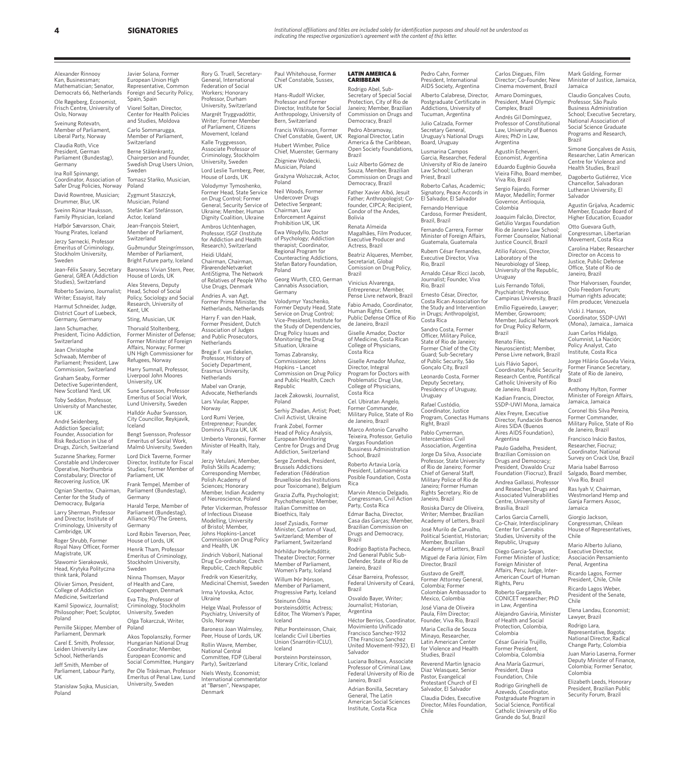## SIGNATORIES

*Institutional affiliations and titles are included solely for identification purposes and should not be understood as indicating the respective organization's agreement with the content of this letter.*

Alexander Rinnooy Kan, Businessman; Mathematician; Senator, Democrats 66, Netherlands

Ole Røgeberg, Economist, Frisch Centre, University of Oslo, Norway

Sveinung Rotevatn, Member of Parliament, Liberal Party, Norway

Claudia Roth, Vice President, German Parliament (Bundestag), Germany

Ina Roll Spinnangr, Coordinator, Association of Safer Drug Policies, Norway

David Rowntree, Musician; Drummer, Blur, UK

Sveinn Rúnar Hauksson, Family Physician, Iceland

Hafþór Sævarsson, Chair, Young Pirates, Iceland

Jerzy Sarnecki, Professor Emeritus of Criminology, Stockholm University, Sweden

Jean-Félix Savary, Secretary General, GREA (Addiction Studies), Switzerland

Roberto Saviano, Journalist; Writer; Essayist, Italy

Harmut Schneider, Judge, District Court of Luebeck, Germany, Germany

Jann Schumacher, President, Ticino Addiction, Switzerland

Jean Christophe Schwaab, Member of Parliament; President, Law Commission, Switzerland

Graham Seaby, Former Detective Superintendent, New Scotland Yard, UK

Toby Seddon, Professor, University of Manchester, UK

André Seidenberg, Addiction Specialist; Founder, Association for Risk Reduction in Use of Drugs, Zürich, Switzerland

Suzanne Sharkey, Former Constable and Undercover Operative, Northumbria Constabulary; Director of Recovering Justice, UK

Ognian Shentov, Chairman, Center for the Study of Democracy, Bulgaria

Larry Sherman, Professor and Director, Institute of Criminology, University of Cambridge, UK

Roger Shrubb, Former Royal Navy Officer, Former Magistrate, UK

Sławomir Sierakowski, Head, Krytyka Polityczna think tank, Poland

Olivier Simon, President, College of Addiction Medicine, Switzerland

Kamil Sipowicz, Journalist; Philosopher; Poet; Sculptor, Poland

Pernille Skipper, Member of Parliament, Denmark

Carel E. Smith, Professor, Leiden University Law School, Netherlands

Jeff Smith, Member of Parliament, Labour Party, UK

Stanisław Sojka, Musician, Poland

Javier Solana, Former European Union High Representative, Common Foreign and Security Policy, Spain, Spain

Viorel Soltan, Director, Center for Health Policies and Studies, Moldova

Carlo Sommarugga, Member of Parliament, Switzerland

Berne Stålenkrantz, Chairperson and Founder, Swedish Drug Users Union, Sweden

Tomasz Stańko, Musician, Poland

Zygmunt Staszczyk, Musician, Poland

Stefán Karl Stefánsson, Actor, Iceland

Jean-François Steiert, Member of Parliament, Switzerland

Guðmundur Steingrímsson, Member of Parliament, Bright Future party, Iceland

Baroness Vivian Stern, Peer, House of Lords, UK

Alex Stevens, Deputy Head, School of Social Policy, Sociology and Social Research, University of Kent, UK

Sting, Musician, UK

Thorvald Stoltenberg, Former Minister of Defense; Former Minister of Foreign Affairs, Norway; Former UN High Commissioner for Refugees, Norway

Harry Sumnall, Professor, Liverpool John Moores University, UK

Sune Sunesson, Professor Emeritus of Social Work, Lund University, Sweden

Halldór Auðar Svansson, City Councillor, Reykjavík, Iceland

Bengt Svensson, Professor Emeritus of Social Work, Malmö University, Sweden

Lord Dick Taverne, Former Director, Institute for Fiscal Studies; Former Member of Parliament, UK

Frank Tempel, Member of Parliament (Bundestag), Germany

Harald Terpe, Member of Parliament (Bundestag), Alliance 90/The Greens, Germany

Lord Robin Teverson, Peer, House of Lords, UK

Henrik Tham, Professor Emeritus of Criminology, Stockholm University, Sweden

Ninna Thomsen, Mayor of Health and Care, Copenhagen, Denmark

Eva Tiby, Professor of Criminology, Stockholm University, Sweden

Olga Tokarczuk, Writer, Poland

Akos Topolanszky, Former Hungarian National Drug Coordinator; Member, European Economic and Social Committee, Hungary

Per Ole Träskman, Professor Emeritus of Penal Law, Lund University, Sweden

Rory G. Truell, Secretary-General, International Federation of Social Workers; Honorary Professor, Durham University, Switzerland

Margrét Tryggvadóttir, Writer; Former Member of Parliament, Citizens Movement, Iceland

Kalle Tryggvesson, Associate Professor of Criminology, Stockholm University, Sweden

Lord Leslie Turnberg, Peer, House of Lords, UK

Volodymyr Tymoshenko, Former Head, State Service on Drug Control; Former General, Security Service of Ukraine; Member, Human Dignity Coalition, Ukraine

Ambros Uchtenhagen, Professor, ISGF (Institute for Addiction and Health Research), Switzerland

Heidi Uldahl, Chairman, Chairman, PårørendeNetværket AntiStigma, The Network of Relatives of People Who Use Drugs, Denmark

Andries A. van Agt, Former Prime Minister, the Netherlands, Netherlands

Harry F. van den Haak, Former President, Dutch Association of Judges and Public Prosecutors, Netherlands

Bregje F. van Eekelen, Professor, History of Society Department, Erasmus University, Netherlands

Mabel van Oranje, Advocate, Netherlands

Lars Vaular, Rapper, Norway

Lord Rumi Verjee, Entrepreneur; Founder, Domino's Pizza UK, UK

Umberto Veronesi, Former Minister of Health, Italy, Italy

Jerzy Vetulani, Member, Polish Skills Academy; Corresponding Member, Polish Academy of Sciences; Honorary Member, Indian Academy of Neuroscience, Poland

Peter Vickerman, Professor of Infectious Disease Modelling, University of Bristol; Member, Johns Hopkins–Lancet Commission on Drug Policy and Health, UK

Jindrich Voboril, National Drug Co-ordinator, Czech Republic, Czech Republic

Fredrik von Kieseritzky, Medicinal Chemist, Sweden

Irma Vytovska, Actor, Ukraine

Helge Waal, Professor of Psychiatry, University of Oslo, Norway

Baroness Joan Walmsley, Peer, House of Lords, UK

Rollin Wavre, Member, National Central Committee, FDP (Liberal Party), Switzerland

Niels Westy, Economist; International commentator at "Børsen", Newspaper, Denmark

Paul Whitehouse, Former Chief Constable, Sussex, UK

Hans-Rudolf Wicker, Professor and Former Director, Institute for Social Anthropology, University of Bern, Switzerland

Francis Wilkinson, Former Chief Constable, Gwent, UK

Hubert Wimber, Police Chief, Muenster, Germany

Zbigniew Wodecki, Musician, Poland

Grażyna Wolszczak, Actor, Poland

Neil Woods, Former Undercover Drugs Detective Sergeant; Chairman, Law Enforcement Against Prohibition UK, UK

Ewa Woydyllo, Doctor of Psychology; Addiction therapist; Coordinator, Regional Program for Counteracting Addictions, Stefan Batory Foundation, Poland

Georg Wurth, CEO, German Cannabis Association, Germany

Volodymyr Yaschenko, Former Deputy Head, State Service on Drug Control; Vice-President, Institute for the Study of Dependencies, Drug Policy Issues and Monitoring the Drug Situation, Ukraine

Tomas Zabransky, Commissioner, Johns Hopkins – Lancet Commission on Drug Policy and Public Health, Czech Republic

Jacek Żakowski, Journalist, Poland

Serhiy Zhadan, Artist; Poet; Civil Activist, Ukraine

Frank Zobel, Former Head of Policy Analysis, European Monitoring Centre for Drugs and Drug Addiction, Switzerland

Serge Zombek, President, Brussels Addictions Federation (Fédération Bruxelloise des Institutions pour Toxicomane), Belgium

Grazia Zuffa, Psychologist; Psychotherapist; Member, Italian Committee on Bioethics, Italy

Josef Zysiadis, Former Minister, Canton of Vaud, Switzerland; Member of Parliament, Switzerland

Þórhildur Þorleifsdóttir, Theater Director; Former Member of Parliament, Women's Party, Iceland

Willum Þór Þórsson, Member of Parliament, Progressive Party, Iceland

Steinunn Ólína Þorsteinsdóttir, Actress; Editor, The Women's Paper, Iceland

Pétur Þorsteinsson, Chair, Icelandic Civil Liberties Union (Snarrótin-ICLU), Iceland

Þorsteinn Þorsteinsson, Literary Critic, Iceland

### LATIN AMERICA & CARIBBEAN

Rodrigo Abel, Sub-Secretary of Special Social Protection, City of Rio de Janeiro; Member, Brazilian Commission on Drugs and Democracy, Brazil

Pedro Abramovay, Regional Director, Latin America & the Caribbean, Open Society Foundations, Brazil

Luiz Alberto Gómez de Souza, Member, Brazilian Commission on Drugs and Democracy, Brazil

Father Xavier Albó, Jesuit Father; Anthropologist; Co-founder, CIPCA; Recipient, Condor of the Andes, Bolivia

Renata Almeida Magalhães, Film Producer, Executive Producer and Actress, Brazil

Beatriz Alqueres, Member, Secretariat, Global Comission on Drug Policy, Brazil

Vinicius Alvarenga, Entrepreneur; Member, Pense Livre network, Brazil

Fabio Amado, Coordinator, Human Rights Centre, Public Defense Office of Rio de Janeiro, Brazil

Giselle Amador, Doctor of Medicine, Costa Rican College of Physicians, Costa Rica

Giselle Amador Muñoz, Director, Integral Program for Doctors with Problematic Drug Use, College of Physicians, Costa Rica

Cel. Ubiratan Angelo, Former Commander, Military Police, State of Rio de Janeiro, Brazil

Marco Antonio Carvalho Teixeira, Professor, Getulio Vargas Foundation Bussiness Administration School, Brazil

Roberto Artavia Loría, President, Latinoamérica Posible Foundation, Costa Rica

Marvin Atencio Delgado, Congressman, Civil Action Party, Costa Rica

Edmar Bacha, Director, Casa das Garças; Member, Brazilian Commission on Drugs and Democracy, Brazil

Rodrigo Baptista Pacheco, 2nd General Public Sub-Defender, State of Rio de Janeiro, Brazil

César Barreira, Professor, Federal University of Ceará, Brazil

Osvaldo Bayer, Writer; Journalist; Historian, Argentina

Héctor Berrios, Coordinator, Movimiento Unificado Francisco Sanchez-1932 (The Francisco Sanchez United Movement-1932), El Salvador

Luciana Boiteux, Associate Professor of Criminal Law, Federal University of Rio de Janeiro, Brazil

Adrian Bonilla, Secretary General, The Latin American Social Sciences Institute, Costa Rica

Pedro Cahn, Former President, International AIDS Society, Argentina

Alberto Calabrese, Director, Postgraduate Certificate in Addictions, University of Tucuman, Argentina

Julio Calzada, Former Secretary General, Uruguay's National Drugs Board, Uruguay

Lusmarina Campos Garcia, Researcher, Federal University of Rio de Janeiro Law School; Lutheran Priest, Brazil

Roberto Cañas, Academic; Signatory, Peace Accords in El Salvador, El Salvador

Fernando Henrique Cardoso, Former President, Brazil, Brazil

Fernando Carrera, Former Minister of Foreign Affairs, Guatemala, Guatemala

Rubem César Fernandes, Executive Director, Viva Rio, Brazil

Arnaldo César Ricci Jacob, Journalist; Founder, Viva Rio, Brazil

Ernesto César, Director, Costa Rican Association for the Study and Intervention in Drugs; Anthropolgist, Costa Rica

Sandro Costa, Former Officer, Military Police, State of Rio de Janeiro; Former Chief of the City Guard; Sub-Secretary of Public Security, São Gonçalo City, Brazil

Leonardo Costa, Former Deputy Secretary, Presidency of Uruguay, Uruguay

Rafael Custódio, Coordinator, Justice Program, Conectas Humans Right, Brazil

Pablo Cymerman, Intercambios Civil Association, Argentina

Jorge Da Silva, Associate Professor, State University of Rio de Janeiro; Former Chief of General Staff, Military Police of Rio de Janeiro; Former Human Rights Secretary, Rio de Janeiro, Brazil

Rosiska Darcy de Oliveira, Writer; Member, Brazilian Academy of Letters, Brazil

José Murilo de Carvalho, Political Scientist, Historian; Member, Brazilian Academy of Letters, Brazil

Miguel de Faria Júnior, Film Director, Brazil

Gustavo de Greiff, Former Attorney General, Colombia; Former Colombian Ambassador to Mexico, Colombia

José Viana de Oliveira Paula, Film Director; Founder, Viva Rio, Brazil

Maria Cecília de Souza Minayo, Researcher, Latin American Center for Violence and Health Studies, Brazil

Reverend Martin Ignacio Diaz Velasquez, Senior Pastor, Evangelical Protestant Church of El Salvador, El Salvador

Claudia Dides, Executive Director, Miles Foundation, Chile

Carlos Diegues, Film Director; Co-Founder, New Cinema movement, Brazil

Amaro Domingues, President, Maré Olympic Complex, Brazil

Andrés Gil Domínguez, Professor of Constitutional Law, University of Buenos Aires; PhD in Law, Argentina

Agustín Echeverri, Economist, Argentina

Eduardo Eugênio Gouvêa Vieira Filho, Board member, Viva Rio, Brazil

Sergio Fajardo, Former Mayor, Medellín; Former Governor, Antioquia, Colombia

Joaquim Falcão, Director, Getúlio Vargas Foundation Rio de Janeiro Law School; Former Counselor, National Justice Council, Brazil

Atilio Falconi, Director, Laboratory of the Neurobiology of Sleep, University of the Republic, Uruguay

Luis Fernando Tófoli, Psychiatrist; Professor, Campinas University, Brazil

Emílio Figueiredo, Lawyer; Member, Growroom; Member, Judicial Network for Drug Policy Reform, Brazil

Renato Filev, Neuroscientist; Member, Pense Livre network, Brazil

Luis Flávio Sapori, Coordinator, Public Security Research Centre, Pontifical Catholic University of Rio de Janeiro, Brazil

Kadian Francis, Director, SSDP-UWI Mona, Jamaica

Alex Freyre, Executive Director, Fundación Buenos Aires SIDA (Buenos Aires AIDS Foundation), Argentina

Paulo Gadelha, President, Brazilian Commission on Drugs and Democracy; President, Oswaldo Cruz Foundation (Fiocruz), Brazil

Andrea Gallassi, Professor and Reseacher, Drugs and Associated Vulnerabilities Centre, University of Brasília, Brazil

Carlos Garcia Carnelli, Co-Chair, Interdisciplinary Center for Cannabis Studies, University of the Republic, Uruguay

Diego Garcia-Sayan, Former Minister of Justice; Foreign Minister of Affairs, Peru; Judge, Inter-American Court of Human Rights, Peru

Roberto Gargarella, CONICET researcher; PhD in Law, Argentina

Alejandro Gaviria, Minister of Health and Social Protection, Colombia, Colombia

César Gaviria Trujillo, Former President, Colombia, Colombia

Ana María Gazmuri, President, Daya Foundation, Chile

Rodrigo Giringhelli de Azevedo, Coordinator, Postgraduate Program in Social Science, Pontifical Catholic University of Rio Grande do Sul, Brazil

Mark Golding, Former Minister of Justice, Jamaica, Jamaica

Claudio Gonçalves Couto, Professor, São Paulo Business Administration School; Executive Secretary, National Association of Social Science Graduate Programs and Research, Brazil

Simone Gonçalves de Assis, Researcher, Latin American Centre for Violence and Health Studies, Brazil

Dagoberto Gutiérrez, Vice Chancellor, Salvadoran Lutheran University, El Salvador

Agustin Grijalva, Academic Member, Ecuador Board of Higher Education, Ecuador

Otto Guevara Guth, Congressman, Libertarian Movement, Costa Rica

Carolina Haber, Researcher Director on Access to Justice, Public Defense Office, State of Rio de Janeiro, Brazil

Thor Halvorssen, Founder, Oslo Freedom Forum; Human rights advocate; Film producer, Venezuela

Vicki J. Hanson, Coordinator, SSDP-UWI (Mona), Jamaica., Jamaica

Juan Carlos Hidalgo, Columnist, La Nación; Policy Analyst, Cato Institute, Costa Rica

Jorge Hilário Gouvêa Vieira, Former Finance Secretary, State of Rio de Janeiro, Brazil

Anthony Hylton, Former Minister of Foreign Affairs, Jamaica, Jamaica

Coronel Ibis Silva Pereira, Former Commander, Military Police, State of Rio de Janeiro, Brazil

Francisco Inácio Bastos, Researcher, Fiocruz; Coordinator, National Survey on Crack Use, Brazil

Maria Isabel Barroso Salgado, Board member, Viva Rio, Brazil

Ras Iyah V, Chairman, Westmorland Hemp and Ganja Farmers Assoc, Jamaica

Giorgio Jackson, Congressman, Chilean House of Representatives, Chile

Mario Alberto Juliano, Executive Director, Asociación Pensamiento Penal, Argentina

Ricardo Lagos, Former President, Chile, Chile

Ricardo Lagos Weber, President of the Senate, Chile

Elena Landau, Economist; Lawyer, Brazil

Rodrigo Lara, Representative, Bogota; National Director, Radical Change Party, Colombia

Juan Mario Laserna, Former Deputy Minister of Finance, Colombia; Former Senator, Colombia

Elizabeth Leeds, Honorary President, Brazilian Public Security Forum, Brazil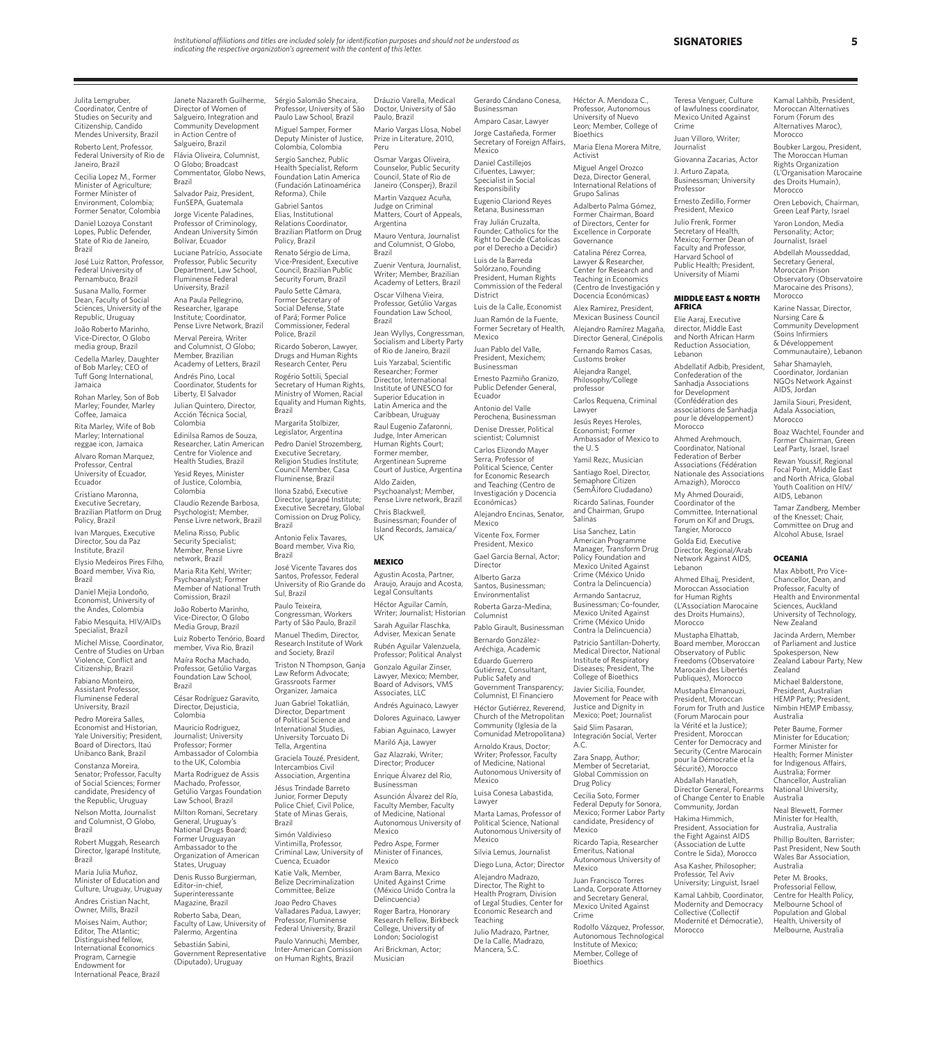*Institutional affiliations and titles are included solely for identification purposes and should not be understood as indicating the respective organization's agreement with the content of this letter.*

## SIGNATORIES

Julita Lemgruber, Coordinator, Centre of Studies on Security and Citizenship, Candido Mendes University, Brazil

Roberto Lent, Professor, Federal University of Rio de Janeiro, Brazil

Cecilia Lopez M., Former Minister of Agriculture; Former Minister of Environment, Colombia; Former Senator, Colombia

Daniel Lozoya Constant Lopes, Public Defender, State of Rio de Janeiro, Brazil

José Luiz Ratton, Professor, Federal University of Pernambuco, Brazil

Susana Mallo, Former Dean, Faculty of Social Sciences, University of the Republic, Uruguay

João Roberto Marinho, Vice-Director, O Globo media group, Brazil

Cedella Marley, Daughter of Bob Marley; CEO of Tuff Gong International, Jamaica

Rohan Marley, Son of Bob Marley; Founder, Marley Coffee, Jamaica

Rita Marley, Wife of Bob Marley; International reggae icon, Jamaica

Alvaro Roman Marquez, Professor, Central University of Ecuador, Ecuador

Cristiano Maronna, Executive Secretary, Brazilian Platform on Drug Policy, Brazil

Ivan Marques, Executive Director, Sou da Paz Institute, Brazil

Elysio Medeiros Pires Filho, Board member, Viva Rio, Brazil

Daniel Mejia Londoño, Economist, University of the Andes, Colombia

Fabio Mesquita, HIV/AIDs Specialist, Brazil

Michel Misse, Coordinator, Centre of Studies on Urban Violence, Conflict and Citizenship, Brazil

Fabiano Monteiro, Assistant Professor, Fluminense Federal University, Brazil

Pedro Moreira Salles, Economist and Historian, Yale Universitiy; President, Board of Directors, Itaú Unibanco Bank, Brazil

Constanza Moreira, Senator; Professor, Faculty of Social Sciences; Former candidate, Presidency of the Republic, Uruguay

Nelson Motta, Journalist and Columnist, O Globo, Brazil

Robert Muggah, Research Director, Igarapé Institute, Brazil

Maria Julia Muñoz, Minister of Education and Culture, Uruguay, Uruguay

Andres Cristian Nacht, Owner, Mills, Brazil

Moises Naim, Author; Editor, The Atlantic; Distinguished fellow, International Economics Program, Carnegie Endowment for International Peace, Brazil

Janete Nazareth Guilherme, Director of Women of Salgueiro, Integration and Community Development in Action Centre of Salgueiro, Brazil

Flávia Oliveira, Columnist, O Globo; Broadcast Commentator, Globo News, Brazil

Salvador Paiz, President, FunSEPA, Guatemala

Jorge Vicente Paladines, Professor of Criminology, Andean University Simón Bolívar, Ecuador

Luciane Patrício, Associate Professor, Public Security Department, Law School, Fluminense Federal University, Brazil

Ana Paula Pellegrino, Researcher, Igarape Institute; Coordinator, Pense Livre Network, Brazil

Merval Pereira, Writer and Columnist, O Globo; Member, Brazilian Academy of Letters, Brazil

Andrés Pino, Local Coordinator, Students for Liberty, El Salvador

Julian Quintero, Director, Acción Técnica Social, Colombia

Edinilsa Ramos de Souza, Researcher, Latin American Centre for Violence and Health Studies, Brazil

Yesid Reyes, Minister of Justice, Colombia, Colombia

Claudio Rezende Barbosa, Psychologist; Member, Pense Livre network, Brazil

Melina Risso, Public Security Specialist; Member, Pense Livre network, Brazil

Maria Rita Kehl, Writer; Psychoanalyst; Former Member of National Truth Comission, Brazil

João Roberto Marinho, Vice-Director, O Globo Media Group, Brazil

Luiz Roberto Tenório, Board member, Viva Rio, Brazil

Maíra Rocha Machado, Professor, Getúlio Vargas Foundation Law School, Brazil

César Rodríguez Garavito, Director, Dejusticia, Colombia

Mauricio Rodriguez, Journalist; University Professor; Former Ambassador of Colombia to the UK, Colombia

Marta Rodriguez de Assis Machado, Professor, Getúlio Vargas Foundation Law School, Brazil

Milton Romani, Secretary General, Uruguay's National Drugs Board; Former Uruguayan Ambassador to the Organization of American States, Uruguay

Denis Russo Burgierman, Editor-in-chief, Superinteressante Magazine, Brazil

Roberto Saba, Dean, Faculty of Law, University of Palermo, Argentina

Sebastián Sabini, Government Representative (Diputado), Uruguay

Sérgio Salomão Shecaira, Professor, University of São Paulo Law School, Brazil

Miguel Samper, Former Deputy Minister of Justice, Colombia, Colombia

Sergio Sanchez, Public Health Specialist, Reform Foundation Latin America (Fundación Latinoamérica Reforma), Chile

Gabriel Santos Elias, Institutional Relations Coordinator, Brazilian Platform on Drug Policy, Brazil

Renato Sérgio de Lima, Vice-President, Executive Council, Brazilian Public Security Forum, Brazil

Paulo Sette Câmara, Former Secretary of Social Defense, State of Pará; Former Police Commissioner, Federal Police, Brazil

Ricardo Soberon, Lawyer, Drugs and Human Rights Research Center, Peru

Rogério Sottili, Special Secretary of Human Rights, Ministry of Women, Racial Equality and Human Rights, Brazil

Margarita Stolbizer, Legislator, Argentina

Pedro Daniel Strozemberg, Executive Secretary, Religion Studies Institute; Council Member, Casa Fluminense, Brazil

Ilona Szabó, Executive Director, Igarapé Institute; Executive Secretary, Global Comission on Drug Policy, Brazil

Antonio Felix Tavares, Board member, Viva Rio, Brazil

José Vicente Tavares dos Santos, Professor, Federal University of Rio Grande do Sul, Brazil

Paulo Teixeira, Congressman, Workers Party of São Paulo, Brazil

Manuel Thedim, Director, Research Institute of Work and Society, Brazil

Triston N Thompson, Ganja Law Reform Advocate; Grassroots Farmer Organizer, Jamaica

Juan Gabriel Tokatlián, Director, Department of Political Science and International Studies, University Torcuato Di Tella, Argentina

Graciela Touzé, President, Intercambios Civil Association, Argentina

Jésus Trindade Barreto Junior, Former Deputy Police Chief, Civil Police, State of Minas Gerais, Brazil

Simón Valdivieso Vintimilla, Professor, Criminal Law, University of Cuenca, Ecuador

Katie Valk, Member, Belize Decriminalization Committee, Belize

Joao Pedro Chaves Valladares Padua, Lawyer; Professor, Fluminense Federal University, Brazil

Paulo Vannuchi, Member, Inter-American Comission on Human Rights, Brazil

Dráuzio Varella, Medical Doctor, University of São Paulo, Brazil

Mario Vargas Llosa, Nobel Prize in Literature, 2010, Peru

Osmar Vargas Oliveira, Counselor, Public Security Council, State of Rio de Janeiro (Consperj), Brazil

Martin Vazquez Acuña, Judge on Criminal Matters, Court of Appeals, Argentina

Mauro Ventura, Journalist and Columnist, O Globo, Brazil

Zuenir Ventura, Journalist, Writer; Member, Brazilian Academy of Letters, Brazil

Oscar Vilhena Vieira, Professor, Getúlio Vargas Foundation Law School, Brazil

Jean Wyllys, Congressman, Socialism and Liberty Party of Rio de Janeiro, Brazil

Luis Yarzabal, Scientific Researcher; Former Director, International Institute of UNESCO for Superior Education in Latin America and the Caribbean, Uruguay

Raul Eugenio Zafaronni, Judge, Inter American Human Rights Court; Former member, Argentinean Supreme Court of Justice, Argentina

Aldo Zaiden, Psychoanalyst; Member, Pense Livre network, Brazil

Chris Blackwell, Businessman; Founder of Island Records, Jamaica/UK

### MEXICO

Agustin Acosta, Partner, Araujo, Araujo and Acosta, Legal Consultants

Héctor Aguilar Camín, Writer; Journalist; Historian

Sarah Aguilar Flaschka, Adviser, Mexican Senate

Rubén Aguilar Valenzuela, Professor; Political Analyst

Gonzalo Aguilar Zinser, Lawyer, Mexico; Member, Board of Advisors, VMS Associates, LLC

Andrés Aguinaco, Lawyer

Dolores Aguinaco, Lawyer

Fabian Aguinaco, Lawyer

Mariló Aja, Lawyer

Gaz Alazraki, Writer; Director; Producer

Enrique Álvarez del Rio, Businessman

Asunción Álvarez del Río, Faculty Member, Faculty of Medicine, National Autonomous University of Mexico

Pedro Aspe, Former Minister of Finances, Mexico

Aram Barra, Mexico United Against Crime (México Unido Contra la Delincuencia)

Roger Bartra, Honorary Research Fellow, Birkbeck College, University of London; Sociologist

Ari Brickman, Actor; Musician

Gerardo Cándano Conesa, Businessman

Amparo Casar, Lawyer

Jorge Castañeda, Former Secretary of Foreign Affairs, Mexico

Daniel Castillejos Cifuentes, Lawyer; Specialist in Social Responsibility

Eugenio Clariond Reyes Retana, Businessman

Fray Julián Cruzalta, Founder, Catholics for the Right to Decide (Catolicas por el Derecho a Decidir)

Luis de la Barreda Solórzano, Founding President, Human Rights Commission of the Federal District

Luis de la Calle, Economist

Juan Ramón de la Fuente, Former Secretary of Health, Mexico

Juan Pablo del Valle, President, Mexichem; Businessman

Ernesto Pazmiño Granizo, Public Defender General, Ecuador

Antonio del Valle Perochena, Businessman

Denise Dresser, Political scientist; Columnist

Carlos Elizondo Mayer Serra, Professor of Political Science, Center for Economic Research and Teaching (Centro de Investigación y Docencia Económicas)

Alejandro Encinas, Senator, Mexico

Vicente Fox, Former President, Mexico

Gael Garcia Bernal, Actor; Director

Alberto Garza Santos, Businessman; Environmentalist

Roberta Garza-Medina, Columnist

Pablo Girault, Businessman

Bernardo González-Aréchiga, Academic

Eduardo Guerrero Gutiérrez, Consultant, Public Safety and Government Transparency; Columnist, El Financiero

Héctor Gutiérrez, Reverend, Church of the Metropolitan Community (Iglesia de la Comunidad Metropolitana)

Arnoldo Kraus, Doctor; Writer; Professor, Faculty of Medicine, National Autonomous University of Mexico

Luisa Conesa Labastida, Lawyer

Marta Lamas, Professor of Political Science, National Autonomous University of Mexico

Silvia Lemus, Journalist

Diego Luna, Actor; Director

Alejandro Madrazo, Director, The Right to Health Program, Division of Legal Studies, Center for Economic Research and Teaching

Julio Madrazo, Partner, De la Calle, Madrazo, Mancera, S.C.

Héctor A. Mendoza C., Professor, Autonomous University of Nuevo Leon; Member, College of Bioethics

Maria Elena Morera Mitre, Activist

Miguel Angel Orozco Deza, Director General, International Relations of Grupo Salinas

Adalberto Palma Gómez, Former Chairman, Board of Directors, Center for Excellence in Corporate Governance

Catalina Pérez Correa, Lawyer & Researcher, Center for Research and Teaching in Economics (Centro de Investigación y Docencia Económicas)

Alex Ramirez, President, Mexican Business Council

Alejandro Ramírez Magaña, Director General, Cinépolis

Fernando Ramos Casas, Customs broker

Alejandra Rangel, Philosophy/College professor

Carlos Requena, Criminal Lawyer

Jesús Reyes Heroles, Economist; Former Ambassador of Mexico to the U. S

Yamil Rezc, Musician

Santiago Roel, Director, Semaphore Citizen (SemÁforo Ciudadano)

Ricardo Salinas, Founder and Chairman, Grupo Salinas

Lisa Sanchez, Latin American Programme Manager, Transform Drug Policy Foundation and Mexico United Against Crime (México Unido Contra la Delincuencia)

Armando Santacruz, Businessman; Co-founder, Mexico United Against Crime (México Unido Contra la Delincuencia)

Patricio Santillan-Doherty, Medical Director, National Institute of Respiratory Diseases; President, The College of Bioethics

Javier Sicilia, Founder, Movement for Peace with Justice and Dignity in Mexico; Poet; Journalist

Said Slim Pasaran, Integración Social, Verter A.C.

Zara Snapp, Author; Member of Secretariat, Global Commission on Drug Policy

Cecilia Soto, Former Federal Deputy for Sonora, Mexico; Former Labor Party candidate, Presidency of Mexico

Ricardo Tapia, Researcher Emeritus, National Autonomous University of Mexico

Juan Francisco Torres Landa, Corporate Attorney and Secretary General, Mexico United Against Crime

Rodolfo Vázquez, Professor, Autonomous Technological Institute of Mexico; Member, College of Bioethics

Teresa Venguer, Culture of lawfulness coordinator, Mexico United Against Crime

Juan Villoro, Writer; Journalist

Giovanna Zacarias, Actor

J. Arturo Zapata, Businessman; University Professor

Ernesto Zedillo, Former President, Mexico

Julio Frenk, Former Secretary of Health, Mexico; Former Dean of Faculty and Professor, Harvard School of Public Health; President, University of Miami

### MIDDLE EAST & NORTH AFRICA

Elie Aaraj, Executive director, Middle East and North African Harm Reduction Association, Lebanon

Abdellatif Adbib, President, Confederation of the Sanhadja Associations for Development (Confédération des associations de Sanhadja pour le développement) Morocco

Ahmed Arehmouch, Coordinator, National Federation of Berber Associations (Fédération Nationale des Associations Amazigh), Morocco

My Ahmed Douraidi, Coordinator of the Committee, International Forum on Kif and Drugs, Tangier, Morocco

Golda Eid, Executive Director, Regional/Arab Network Against AIDS, Lebanon

Ahmed Elhaij, President, Moroccan Association for Human Rights (L'Association Marocaine des Droits Humains), Morocco

Mustapha Elhattab, Board member, Moroccan Observatory of Public Freedoms (Observatoire Marocain des Libertés Publiques), Morocco

Mustapha Elmanouzi, President, Moroccan Forum for Truth and Justice (Forum Marocain pour la Vérité et la Justice); President, Moroccan Center for Democracy and Security (Centre Marocain pour la Démocratie et la Sécurité), Morocco

Abdallah Hanatleh, Director General, Forearms of Change Center to Enable Community, Jordan

Hakima Himmich, President, Association for the Fight Against AIDS (Association de Lutte Contre le Sida), Morocco

Asa Kasher, Philosopher; Professor, Tel Aviv University; Linguist, Israel

Kamal Lahbib, Coordinator, Modernity and Democracy Collective (Collectif Modernité et Démocratie), Morocco

Kamal Lahbib, President, Moroccan Alternatives Forum (Forum des Alternatives Maroc), Morocco

Boubker Largou, President, The Moroccan Human Rights Organization (L'Organisation Marocaine des Droits Humain), Morocco

Oren Lebovich, Chairman, Green Leaf Party, Israel

Yaron London, Media Personality; Actor; Journalist, Israel

Abdellah Mousseddad, Secretary General, Moroccan Prison Observatory (Observatoire Marocaine des Prisons), Morocco

Karine Nassar, Director, Nursing Care & Community Development (Soins Infirmiers & Développement Communautaire), Lebanon

Sahar Shamayleh, Coordinator, Jordanian NGOs Network Against AIDS, Jordan

Jamila Siouri, President, Adala Association, Morocco

Boaz Wachtel, Founder and Former Chairman, Green Leaf Party, Israel, Israel

Rewan Youssif, Regional Focal Point, Middle East and North Africa, Global Youth Coalition on HIV/AIDS, Lebanon

Tamar Zandberg, Member of the Knesset; Chair, Committee on Drug and Alcohol Abuse, Israel

### OCEANIA

Max Abbott, Pro Vice-Chancellor, Dean, and Professor, Faculty of Health and Environmental Sciences, Auckland University of Technology, New Zealand

Jacinda Ardern, Member of Parliament and Justice Spokesperson, New Zealand Labour Party, New Zealand

Michael Balderstone, President, Australian HEMP Party; President, Nimbin HEMP Embassy, Australia

Peter Baume, Former Minister for Education; Former Minister for Health; Former Minister for Indigenous Affairs, Australia; Former Chancellor, Australian National University, Australia

Neal Blewett, Former Minister for Health, Australia, Australia

Phillip Boulten, Barrister; Past President, New South Wales Bar Association, Australia

Peter M. Brooks, Professorial Fellow, Centre for Health Policy, Melbourne School of Population and Global Health, University of Melbourne, Australia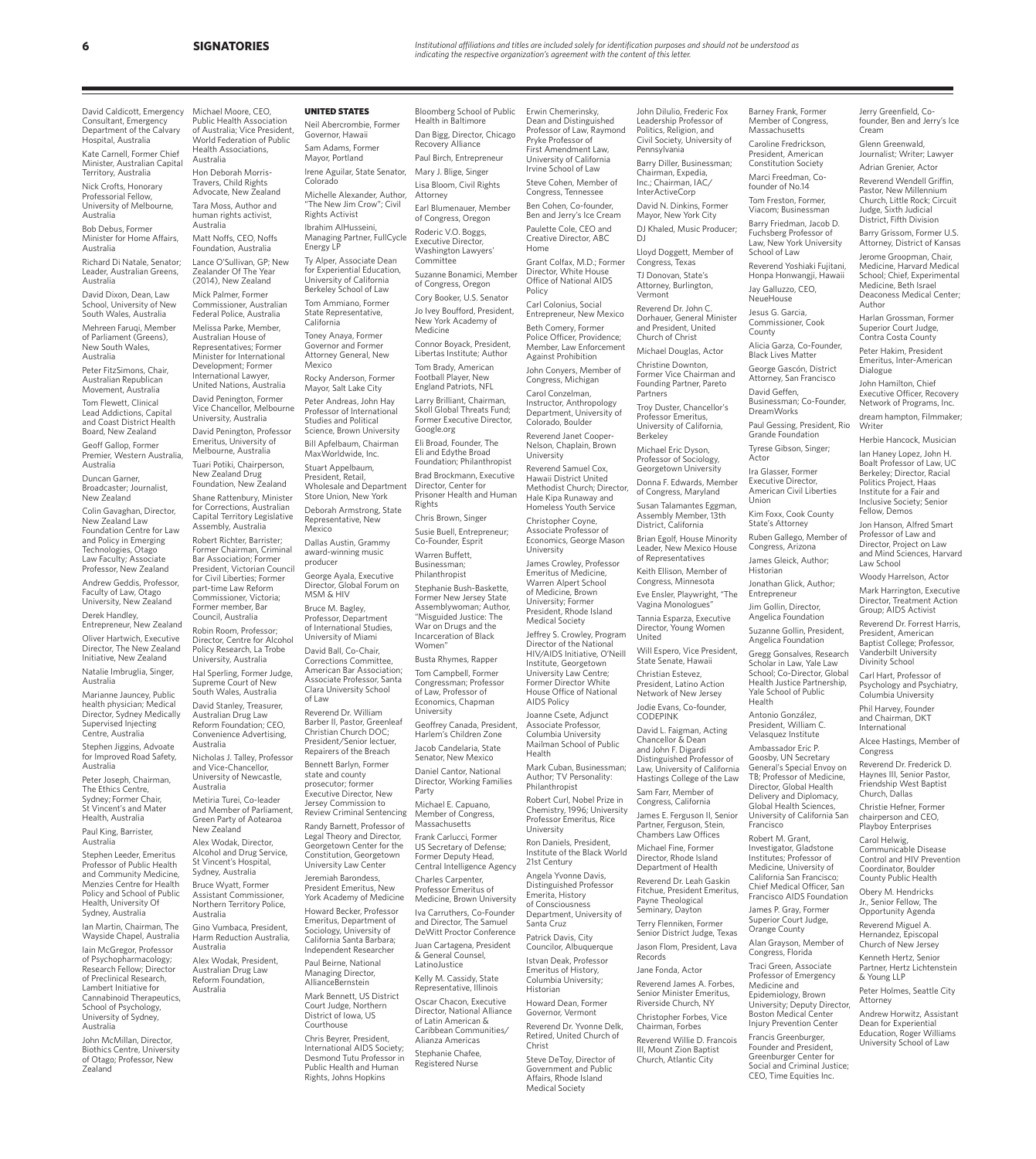*Institutional affiliations and titles are included solely for identification purposes and should not be understood as indicating the respective organization's agreement with the content of this letter.*

David Caldicott, Emergency Consultant, Emergency Department of the Calvary Hospital, Australia

Kate Carnell, Former Chief Minister, Australian Capital Territory, Australia

Nick Crofts, Honorary Professorial Fellow, University of Melbourne, Australia

Bob Debus, Former Minister for Home Affairs, Australia

Richard Di Natale, Senator; Leader, Australian Greens, Australia

David Dixon, Dean, Law School, University of New South Wales, Australia

Mehreen Faruqi, Member of Parliament (Greens), New South Wales, Australia

Peter FitzSimons, Chair, Australian Republican Movement, Australia

Tom Flewett, Clinical Lead Addictions, Capital and Coast District Health Board, New Zealand

Geoff Gallop, Former Premier, Western Australia, Australia

Duncan Garner, Broadcaster; Journalist, New Zealand

Colin Gavaghan, Director, New Zealand Law Foundation Centre for Law and Policy in Emerging Technologies, Otago Law Faculty; Associate Professor, New Zealand

Andrew Geddis, Professor, Faculty of Law, Otago University, New Zealand

Derek Handley, Entrepreneur, New Zealand

Oliver Hartwich, Executive Director, The New Zealand Initiative, New Zealand

Natalie Imbruglia, Singer, Australia

Marianne Jauncey, Public health physician; Medical Director, Sydney Medically Supervised Injecting Centre, Australia

Stephen Jiggins, Advoate for Improved Road Safety, Australia

Peter Joseph, Chairman, The Ethics Centre, Sydney; Former Chair, St Vincent's and Mater Health, Australia

Paul King, Barrister, Australia

Stephen Leeder, Emeritus Professor of Public Health and Community Medicine, Menzies Centre for Health Policy and School of Public Health, University Of Sydney, Australia

Ian Martin, Chairman, The Wayside Chapel, Australia

Iain McGregor, Professor of Psychopharmacology; Research Fellow; Director of Preclinical Research, Lambert Initiative for Cannabinoid Therapeutics, School of Psychology, University of Sydney, Australia

John McMillan, Director, Biothics Centre, University of Otago; Professor, New Zealand

Michael Moore, CEO, Public Health Association of Australia; Vice President, World Federation of Public Health Associations, Australia

Hon Deborah Morris-Travers, Child Rights Advocate, New Zealand

Tara Moss, Author and human rights activist, Australia

Matt Noffs, CEO, Noffs Foundation, Australia

Lance O'Sullivan, GP; New Zealander Of The Year (2014), New Zealand

Mick Palmer, Former Commissioner, Australian Federal Police, Australia

Melissa Parke, Member, Australian House of Representatives; Former Minister for International Development; Former International Lawyer, United Nations, Australia

David Penington, Former Vice Chancellor, Melbourne University, Australia

David Penington, Professor Emeritus, University of Melbourne, Australia

Tuari Potiki, Chairperson, New Zealand Drug Foundation, New Zealand

Shane Rattenbury, Minister for Corrections, Australian Capital Territory Legislative Assembly, Australia

Robert Richter, Barrister; Former Chairman, Criminal Bar Association; Former President, Victorian Council for Civil Liberties; Former part-time Law Reform Commissioner, Victoria; Former member, Bar Council, Australia

Robin Room, Professor; Director, Centre for Alcohol Policy Research, La Trobe University, Australia

Hal Sperling, Former Judge, Supreme Court of New South Wales, Australia

David Stanley, Treasurer, Australian Drug Law Reform Foundation; CEO, Convenience Advertising, Australia

Nicholas J. Talley, Professor and Vice-Chancellor, University of Newcastle, Australia

Metiria Turei, Co-leader and Member of Parliament, Green Party of Aotearoa New Zealand

Alex Wodak, Director, Alcohol and Drug Service, St Vincent's Hospital, Sydney, Australia

Bruce Wyatt, Former Assistant Commissioner, Northern Territory Police, Australia

Gino Vumbaca, President, Harm Reduction Australia, Australia

Alex Wodak, President, Australian Drug Law Reform Foundation, Australia

## UNITED STATES

Neil Abercrombie, Former Governor, Hawaii

Sam Adams, Former Mayor, Portland

Irene Aguilar, State Senator, Colorado

Michelle Alexander, Author, "The New Jim Crow"; Civil Rights Activist

Ibrahim AlHusseini, Managing Partner, FullCycle Energy LP

Ty Alper, Associate Dean for Experiential Education, University of California Berkeley School of Law

Tom Ammiano, Former State Representative, California

Toney Anaya, Former Governor and Former Attorney General, New Mexico

Rocky Anderson, Former Mayor, Salt Lake City

Peter Andreas, John Hay Professor of International Studies and Political Science, Brown University

Bill Apfelbaum, Chairman MaxWorldwide, Inc.

Stuart Appelbaum, President, Retail, Wholesale and Department Store Union, New York

Deborah Armstrong, State Representative, New Mexico

Dallas Austin, Grammy award-winning music producer

George Ayala, Executive Director, Global Forum on MSM & HIV

Bruce M. Bagley, Professor, Department of International Studies, University of Miami

David Ball, Co-Chair, Corrections Committee, American Bar Association; Associate Professor, Santa Clara University School of Law

Reverend Dr. William Barber II, Pastor, Greenleaf Christian Church DOC; President/Senior lectuer, Repairers of the Breach

Bennett Barlyn, Former state and county prosecutor; former Executive Director, New Jersey Commission to Review Criminal Sentencing

Randy Barnett, Professor of Legal Theory and Director, Georgetown Center for the Constitution, Georgetown University Law Center

Jeremiah Barondess, President Emeritus, New York Academy of Medicine

Howard Becker, Professor Emeritus, Department of Sociology, University of California Santa Barbara; Independent Researcher

Paul Beirne, National Managing Director, AllianceBernstein

Mark Bennett, US District Court Judge, Northern District of Iowa, US Courthouse

Chris Beyrer, President, International AIDS Society; Desmond Tutu Professor in Public Health and Human Rights, Johns Hopkins Bloomberg School of Public Health in Baltimore

Dan Bigg, Director, Chicago Recovery Alliance

Paul Birch, Entrepreneur

Mary J. Blige, Singer

Lisa Bloom, Civil Rights Attorney

Earl Blumenauer, Member of Congress, Oregon

Roderic V.O. Boggs, Executive Director, Washington Lawyers' Committee

Suzanne Bonamici, Member of Congress, Oregon

Cory Booker, U.S. Senator

Jo Ivey Boufford, President, New York Academy of Medicine

Connor Boyack, President, Libertas Institute; Author

Tom Brady, American Football Player, New England Patriots, NFL

Larry Brilliant, Chairman, Skoll Global Threats Fund; Former Executive Director, Google.org

Eli Broad, Founder, The Eli and Edythe Broad Foundation; Philanthropist

Brad Brockmann, Executive Director, Center for Prisoner Health and Human Rights

Chris Brown, Singer

Susie Buell, Entrepreneur; Co-Founder, Esprit

Warren Buffett, Businessman; Philanthropist

Stephanie Bush-Baskette, Former New Jersey State Assemblywoman; Author, "Misguided Justice: The War on Drugs and the Incarceration of Black Women"

Busta Rhymes, Rapper

Tom Campbell, Former Congressman; Professor of Law, Professor of Economics, Chapman University

Geoffrey Canada, President, Harlem's Children Zone

Jacob Candelaria, State Senator, New Mexico

Daniel Cantor, National Director, Working Families Party

Michael E. Capuano, Member of Congress, Massachusetts

Frank Carlucci, Former US Secretary of Defense; Former Deputy Head, Central Intelligence Agency

Charles Carpenter, Professor Emeritus of Medicine, Brown University

Iva Carruthers, Co-Founder and Director, The Samuel DeWitt Proctor Conference

Juan Cartagena, President & General Counsel, LatinoJustice

Kelly M. Cassidy, State Representative, Illinois

Oscar Chacon, Executive Director, National Alliance of Latin American & Caribbean Communities/ Alianza Americas

Stephanie Chafee, Registered Nurse

Erwin Chemerinsky, Dean and Distinguished Professor of Law, Raymond Pryke Professor of First Amendment Law, University of California Irvine School of Law

Steve Cohen, Member of Congress, Tennessee

Ben Cohen, Co-founder, Ben and Jerry's Ice Cream

Paulette Cole, CEO and Creative Director, ABC Home

Grant Colfax, M.D.; Former Director, White House Office of National AIDS Policy

Carl Colonius, Social Entrepreneur, New Mexico

Beth Comery, Former Police Officer, Providence; Member, Law Enforcement Against Prohibition

John Conyers, Member of Congress, Michigan

Carol Conzelman, Instructor, Anthropology Department, University of Colorado, Boulder

Reverend Janet Cooper-Nelson, Chaplain, Brown University

Reverend Samuel Cox, Hawaii District United Methodist Church; Director, Hale Kipa Runaway and Homeless Youth Service

Christopher Coyne, Associate Professor of Economics, George Mason University

James Crowley, Professor Emeritus of Medicine, Warren Alpert School of Medicine, Brown University; Former President, Rhode Island Medical Society

Jeffrey S. Crowley, Program Director of the National HIV/AIDS Initiative, O'Neill Institute, Georgetown University Law Centre; Former Director White House Office of National AIDS Policy

Joanne Csete, Adjunct Associate Professor, Columbia University Mailman School of Public Health

Mark Cuban, Businessman; Author; TV Personality; Philanthropist

Robert Curl, Nobel Prize in Chemistry, 1996; University Professor Emeritus, Rice University

Ron Daniels, President, Institute of the Black World 21st Century

Angela Yvonne Davis, Distinguished Professor Emerita, History of Consciousness Department, University of Santa Cruz

Patrick Davis, City Councilor, Albuquerque

Istvan Deak, Professor Emeritus of History, Columbia University; Historian

Howard Dean, Former Governor, Vermont

Reverend Dr. Yvonne Delk, Retired, United Church of Christ

Steve DeToy, Director of Government and Public Affairs, Rhode Island Medical Society

John DiIulio, Frederic Fox Leadership Professor of Politics, Religion, and Civil Society, University of Pennsylvania

Barry Diller, Businessman; Chairman, Expedia, Inc.; Chairman, IAC/ InterActiveCorp

David N. Dinkins, Former Mayor, New York City

DJ Khaled, Music Producer; DJ

Lloyd Doggett, Member of Congress, Texas

TJ Donovan, State's Attorney, Burlington, Vermont

Reverend Dr. John C. Dorhauer, General Minister and President, United Church of Christ

Michael Douglas, Actor

Christine Downton, Former Vice Chairman and Founding Partner, Pareto Partners

Troy Duster, Chancellor's Professor Emeritus, University of California, Berkeley

Michael Eric Dyson, Professor of Sociology, Georgetown University

Donna F. Edwards, Member of Congress, Maryland

Susan Talamantes Eggman, Assembly Member, 13th District, California

Brian Egolf, House Minority Leader, New Mexico House of Representatives

Keith Ellison, Member of Congress, Minnesota

Eve Ensler, Playwright, "The Vagina Monologues"

Tannia Esparza, Executive Director, Young Women United

Will Espero, Vice President, State Senate, Hawaii

Christian Estevez, President, Latino Action Network of New Jersey

Jodie Evans, Co-founder, CODEPINK

David L. Faigman, Acting Chancellor & Dean and John F. Digardi Distinguished Professor of Law, University of California Hastings College of the Law

Sam Farr, Member of Congress, California

James E. Ferguson II, Senior Partner, Ferguson, Stein, Chambers Law Offices

Michael Fine, Former Director, Rhode Island Department of Health

Reverend Dr. Leah Gaskin Fitchue, President Emeritus, Payne Theological Seminary, Dayton

Terry Flenniken, Former Senior District Judge, Texas

Jason Flom, President, Lava Records

Jane Fonda, Actor

Reverend James A. Forbes, Senior Minister Emeritus, Riverside Church, NY

Christopher Forbes, Vice Chairman, Forbes

Reverend Willie D. Francois III, Mount Zion Baptist Church, Atlantic City

Barney Frank, Former Member of Congress, Massachusetts

Caroline Fredrickson, President, American Constitution Society

Marci Freedman, Co-founder of No.14

Tom Freston, Former, Viacom; Businessman

Barry Friedman, Jacob D. Fuchsberg Professor of Law, New York University School of Law

Reverend Yoshiaki Fujitani, Honpa Honwangji, Hawaii

Jay Galluzzo, CEO, NeueHouse

Jesus G. Garcia, Commissioner, Cook County

Alicia Garza, Co-Founder, Black Lives Matter

George Gascón, District Attorney, San Francisco

David Geffen, Businessman; Co-Founder, DreamWorks

Paul Gessing, President, Rio Grande Foundation

Tyrese Gibson, Singer; Actor

Ira Glasser, Former Executive Director, American Civil Liberties Union

Kim Foxx, Cook County State's Attorney

Ruben Gallego, Member of Congress, Arizona

James Gleick, Author; Historian

Jonathan Glick, Author; Entrepreneur

Jim Gollin, Director, Angelica Foundation

Suzanne Gollin, President, Angelica Foundation

Gregg Gonsalves, Research Scholar in Law, Yale Law School; Co-Director, Global Health Justice Partnership, Yale School of Public Health

Antonio González, President, William C. Velasquez Institute

Ambassador Eric P. Goosby, UN Secretary General's Special Envoy on TB; Professor of Medicine, Director, Global Health Delivery and Diplomacy, Global Health Sciences, University of California San Francisco

Robert M. Grant, Investigator, Gladstone Institutes; Professor of Medicine, University of California San Francisco; Chief Medical Officer, San Francisco AIDS Foundation

James P. Gray, Former Superior Court Judge, Orange County

Alan Grayson, Member of Congress, Florida

Traci Green, Associate Professor of Emergency Medicine and Epidemiology, Brown University; Deputy Director, Boston Medical Center Injury Prevention Center

Francis Greenburger, Founder and President, Greenburger Center for Social and Criminal Justice; CEO, Time Equities Inc.

Jerry Greenfield, Co-founder, Ben and Jerry's Ice Cream

Glenn Greenwald, Journalist; Writer; Lawyer

Adrian Grenier, Actor

Reverend Wendell Griffin, Pastor, New Millennium Church, Little Rock; Circuit Judge, Sixth Judicial District, Fifth Division

Barry Grissom, Former U.S. Attorney, District of Kansas

Jerome Groopman, Chair, Medicine, Harvard Medical School; Chief, Experimental Medicine, Beth Israel Deaconess Medical Center; Author

Harlan Grossman, Former Superior Court Judge, Contra Costa County

Peter Hakim, President Emeritus, Inter-American Dialogue

John Hamilton, Chief Executive Officer, Recovery Network of Programs, Inc.

dream hampton, Filmmaker; Writer

Herbie Hancock, Musician

Ian Haney Lopez, John H. Boalt Professor of Law, UC Berkeley; Director, Racial Politics Project, Haas Institute for a Fair and Inclusive Society; Senior Fellow, Demos

Jon Hanson, Alfred Smart Professor of Law and Director, Project on Law and Mind Sciences, Harvard Law School

Woody Harrelson, Actor

Mark Harrington, Executive Director, Treatment Action Group; AIDS Activist

Reverend Dr. Forrest Harris, President, American Baptist College; Professor, Vanderbilt University Divinity School

Carl Hart, Professor of Psychology and Psychiatry, Columbia University

Phil Harvey, Founder and Chairman, DKT International

Alcee Hastings, Member of Congress

Reverend Dr. Frederick D. Haynes III, Senior Pastor, Friendship West Baptist Church, Dallas

Christie Hefner, Former chairperson and CEO, Playboy Enterprises

Carol Helwig, Communicable Disease Control and HIV Prevention Coordinator, Boulder County Public Health

Obery M. Hendricks Jr., Senior Fellow, The Opportunity Agenda

Reverend Miguel A. Hernandez, Episcopal Church of New Jersey

Kenneth Hertz, Senior Partner, Hertz Lichtenstein & Young LLP

Peter Holmes, Seattle City Attorney

Andrew Horwitz, Assistant Dean for Experiential Education, Roger Williams University School of Law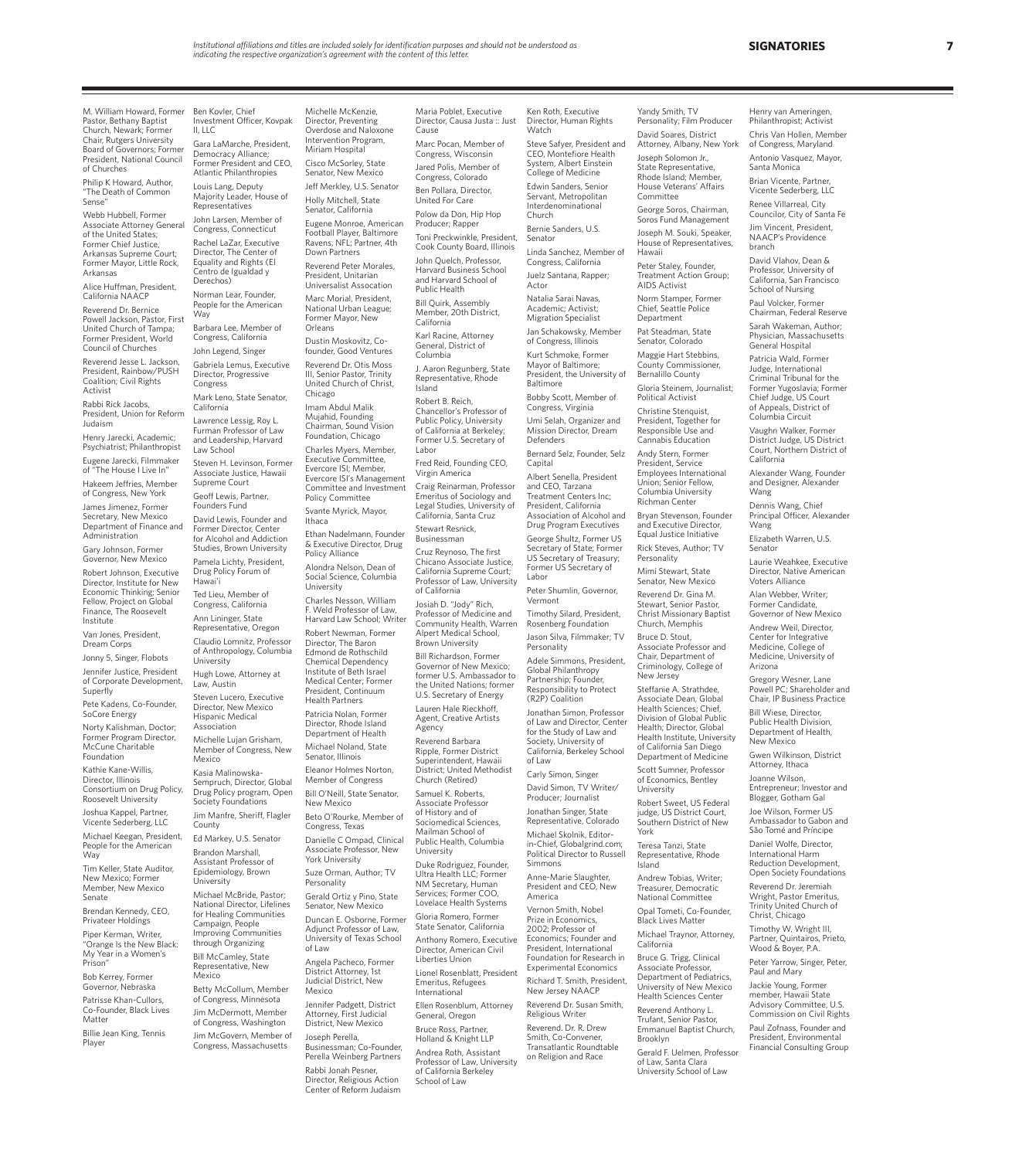*Institutional affiliations and titles are included solely for identification purposes and should not be understood as indicating the respective organization's agreement with the content of this letter.*

## SIGNATORIES

M. William Howard, Former Pastor, Bethany Baptist Church, Newark; Former Chair, Rutgers University Board of Governors; Former President, National Council of Churches

Philip K Howard, Author, "The Death of Common Sense"

Webb Hubbell, Former Associate Attorney General of the United States; Former Chief Justice, Arkansas Supreme Court; Former Mayor, Little Rock, Arkansas

Alice Huffman, President, California NAACP

Reverend Dr. Bernice Powell Jackson, Pastor, First United Church of Tampa; Former President, World Council of Churches

Reverend Jesse L. Jackson, President, Rainbow/PUSH Coalition; Civil Rights Activist

Rabbi Rick Jacobs, President, Union for Reform Judaism

Henry Jarecki, Academic; Psychiatrist; Philanthropist

Eugene Jarecki, Filmmaker of "The House I Live In"

Hakeem Jeffries, Member of Congress, New York

James Jimenez, Former Secretary, New Mexico Department of Finance and Administration

Gary Johnson, Former Governor, New Mexico

Robert Johnson, Executive Director, Institute for New Economic Thinking; Senior Fellow, Project on Global Finance, The Roosevelt Institute

Van Jones, President, Dream Corps

Jonny 5, Singer, Flobots

Jennifer Justice, President of Corporate Development, Superfly

Pete Kadens, Co-Founder, SoCore Energy

Norty Kalishman, Doctor; Former Program Director, McCune Charitable Foundation

Kathie Kane-Willis, Director, Illinois Consortium on Drug Policy, Roosevelt University

Joshua Kappel, Partner, Vicente Sederberg, LLC

Michael Keegan, President, People for the American Way

Tim Keller, State Auditor, New Mexico; Former Member, New Mexico Senate

Brendan Kennedy, CEO, Privateer Holdings

Piper Kerman, Writer, "Orange Is the New Black: My Year in a Women's Prison"

Bob Kerrey, Former Governor, Nebraska

Patrisse Khan-Cullors, Co-Founder, Black Lives Matter

Billie Jean King, Tennis Player

Ben Kovler, Chief Investment Officer, Kovpak II, LLC

Gara LaMarche, President, Democracy Alliance; Former President and CEO, Atlantic Philanthropies

Louis Lang, Deputy Majority Leader, House of Representatives

John Larsen, Member of Congress, Connecticut

Rachel LaZar, Executive Director, The Center of Equality and Rights (El Centro de Igualdad y Derechos)

Norman Lear, Founder, People for the American Way

Barbara Lee, Member of Congress, California

John Legend, Singer

Gabriela Lemus, Executive Director, Progressive Congress

Mark Leno, State Senator, California

Lawrence Lessig, Roy L. Furman Professor of Law and Leadership, Harvard Law School

Steven H. Levinson, Former Associate Justice, Hawaii Supreme Court

Geoff Lewis, Partner, Founders Fund

David Lewis, Founder and Former Director, Center for Alcohol and Addiction Studies, Brown University

Pamela Lichty, President, Drug Policy Forum of Hawai'i

Ted Lieu, Member of Congress, California

Ann Lininger, State Representative, Oregon

Claudio Lomnitz, Professor of Anthropology, Columbia University

Hugh Lowe, Attorney at Law, Austin

Steven Lucero, Executive Director, New Mexico Hispanic Medical Association

Michelle Lujan Grisham, Member of Congress, New Mexico

Kasia Malinowska-Sempruch, Director, Global Drug Policy program, Open Society Foundations

Jim Manfre, Sheriff, Flagler County

Ed Markey, U.S. Senator

Brandon Marshall, Assistant Professor of Epidemiology, Brown University

Michael McBride, Pastor; National Director, Lifelines for Healing Communities Campaign, People Improving Communities through Organizing

Bill McCamley, State Representative, New Mexico

Betty McCollum, Member of Congress, Minnesota

Jim McDermott, Member of Congress, Washington

Jim McGovern, Member of Congress, Massachusetts

Michelle McKenzie, Director, Preventing Overdose and Naloxone Intervention Program, Miriam Hospital

Cisco McSorley, State Senator, New Mexico

Jeff Merkley, U.S. Senator

Holly Mitchell, State Senator, California

Eugene Monroe, American Football Player, Baltimore Ravens, NFL; Partner, 4th Down Partners

Reverend Peter Morales, President, Unitarian Universalist Assocation

Marc Morial, President, National Urban League; Former Mayor, New Orleans

Dustin Moskovitz, Co-founder, Good Ventures

Reverend Dr. Otis Moss III, Senior Pastor, Trinity United Church of Christ, Chicago

Imam Abdul Malik Mujahid, Founding Chairman, Sound Vision Foundation, Chicago

Charles Myers, Member, Executive Committee, Evercore ISI; Member, Evercore ISI's Management Committee and Investment Policy Committee

Svante Myrick, Mayor, Ithaca

Ethan Nadelmann, Founder & Executive Director, Drug Policy Alliance

Alondra Nelson, Dean of Social Science, Columbia University

Charles Nesson, William F. Weld Professor of Law, Harvard Law School; Writer

Robert Newman, Former Director, The Baron Edmond de Rothschild Chemical Dependency Institute of Beth Israel Medical Center; Former President, Continuum Health Partners

Patricia Nolan, Former Director, Rhode Island Department of Health

Michael Noland, State Senator, Illinois

Eleanor Holmes Norton, Member of Congress

Bill O'Neill, State Senator, New Mexico

Beto O'Rourke, Member of Congress, Texas

Danielle C Ompad, Clinical Associate Professor, New York University

Suze Orman, Author; TV Personality

Gerald Ortiz y Pino, State Senator, New Mexico

Duncan E. Osborne, Former Adjunct Professor of Law, University of Texas School of Law

Angela Pacheco, Former District Attorney, 1st Judicial District, New Mexico

Jennifer Padgett, District Attorney, First Judicial District, New Mexico

Joseph Perella, Businessman; Co-Founder, Perella Weinberg Partners

Rabbi Jonah Pesner, Director, Religious Action Center of Reform Judaism

Maria Poblet, Executive Director, Causa Justa :: Just Cause

Marc Pocan, Member of Congress, Wisconsin

Jared Polis, Member of Congress, Colorado

Ben Pollara, Director, United For Care

Polow da Don, Hip Hop Producer; Rapper

Toni Preckwinkle, President, Cook County Board, Illinois

John Quelch, Professor, Harvard Business School and Harvard School of Public Health

Bill Quirk, Assembly Member, 20th District, California

Karl Racine, Attorney General, District of Columbia

J. Aaron Regunberg, State Representative, Rhode Island

Robert B. Reich, Chancellor's Professor of Public Policy, University of California at Berkeley; Former U.S. Secretary of Labor

Fred Reid, Founding CEO, Virgin America

Craig Reinarman, Professor Emeritus of Sociology and Legal Studies, University of California, Santa Cruz

Stewart Resnick, Businessman

Cruz Reynoso, The first Chicano Associate Justice, California Supreme Court; Professor of Law, University of California

Josiah D. "Jody" Rich, Professor of Medicine and Community Health, Warren Alpert Medical School, Brown University

Bill Richardson, Former Governor of New Mexico; former U.S. Ambassador to the United Nations; former U.S. Secretary of Energy

Lauren Hale Rieckhoff, Agent, Creative Artists Agency

Reverend Barbara Ripple, Former District Superintendent, Hawaii District; United Methodist Church (Retired)

Samuel K. Roberts, Associate Professor of History and of Sociomedical Sciences, Mailman School of Public Health, Columbia University

Duke Rodriguez, Founder, Ultra Health LLC; Former NM Secretary, Human Services; Former COO, Lovelace Health Systems

Gloria Romero, Former State Senator, California

Anthony Romero, Executive Director, American Civil Liberties Union

Lionel Rosenblatt, President Emeritus, Refugees International

Ellen Rosenblum, Attorney General, Oregon

Bruce Ross, Partner, Holland & Knight LLP

Andrea Roth, Assistant Professor of Law, University of California Berkeley School of Law

Ken Roth, Executive Director, Human Rights Watch

Steve Safyer, President and CEO, Montefiore Health System, Albert Einstein College of Medicine

Edwin Sanders, Senior Servant, Metropolitan Interdenominational Church

Bernie Sanders, U.S. Senator

Linda Sanchez, Member of Congress, California

Juelz Santana, Rapper; Actor

Natalia Sarai Navas, Academic; Activist; Migration Specialist

Jan Schakowsky, Member of Congress, Illinois

Kurt Schmoke, Former Mayor of Baltimore; President, the University of Baltimore

Bobby Scott, Member of Congress, Virginia

Umi Selah, Organizer and Mission Director, Dream Defenders

Bernard Selz, Founder, Selz Capital

Albert Senella, President and CEO, Tarzana Treatment Centers Inc; President, California Association of Alcohol and Drug Program Executives

George Shultz, Former US Secretary of State; Former US Secretary of Treasury; Former US Secretary of Labor

Peter Shumlin, Governor, Vermont

Timothy Silard, President, Rosenberg Foundation

Jason Silva, Filmmaker; TV Personality

Adele Simmons, President, Global Philanthropy Partnership; Founder, Responsibility to Protect (R2P) Coalition

Jonathan Simon, Professor of Law and Director, Center for the Study of Law and Society, University of California, Berkeley School of Law

Carly Simon, Singer

David Simon, TV Writer/Producer; Journalist

Jonathan Singer, State Representative, Colorado

Michael Skolnik, Editor-in-Chief, Globalgrind.com; Political Director to Russell Simmons

Anne-Marie Slaughter, President and CEO, New America

Vernon Smith, Nobel Prize in Economics, 2002; Professor of Economics; Founder and President, International Foundation for Research in Experimental Economics

Richard T. Smith, President, New Jersey NAACP

Reverend Dr. Susan Smith, Religious Writer

Reverend. Dr. R. Drew Smith, Co-Convener, Transatlantic Roundtable on Religion and Race

Yandy Smith, TV Personality; Film Producer

David Soares, District Attorney, Albany, New York

Joseph Solomon Jr., State Representative, Rhode Island; Member, House Veterans' Affairs Committee

George Soros, Chairman, Soros Fund Management

Joseph M. Souki, Speaker, House of Representatives, Hawaii

Peter Staley, Founder, Treatment Action Group; AIDS Activist

Norm Stamper, Former Chief, Seattle Police Department

Pat Steadman, State Senator, Colorado

Maggie Hart Stebbins, County Commissioner, Bernalillo County

Gloria Steinem, Journalist; Political Activist

Christine Stenquist, President, Together for Responsible Use and Cannabis Education

Andy Stern, Former President, Service Employees International Union; Senior Fellow, Columbia University Richman Center

Bryan Stevenson, Founder and Executive Director, Equal Justice Initiative

Rick Steves, Author; TV Personality

Mimi Stewart, State Senator, New Mexico

Reverend Dr. Gina M. Stewart, Senior Pastor, Christ Missionary Baptist Church, Memphis

Bruce D. Stout, Associate Professor and Chair, Department of Criminology, College of New Jersey

Steffanie A. Strathdee, Associate Dean, Global Health Sciences; Chief, Division of Global Public Health; Director, Global Health Institute, University of California San Diego Department of Medicine

Scott Sumner, Professor of Economics, Bentley University

Robert Sweet, US Federal judge, US District Court, Southern District of New York

Teresa Tanzi, State Representative, Rhode Island

Andrew Tobias, Writer; Treasurer, Democratic National Committee

Opal Tometi, Co-Founder, Black Lives Matter

Michael Traynor, Attorney, California

Bruce G. Trigg, Clinical Associate Professor, Department of Pediatrics, University of New Mexico Health Sciences Center

Reverend Anthony L. Trufant, Senior Pastor, Emmanuel Baptist Church, Brooklyn

Gerald F. Uelmen, Professor of Law, Santa Clara University School of Law

Henry van Ameringen, Philanthropist; Activist

Chris Van Hollen, Member of Congress, Maryland

Antonio Vasquez, Mayor, Santa Monica

Brian Vicente, Partner, Vicente Sederberg, LLC

Renee Villarreal, City Councilor, City of Santa Fe

Jim Vincent, President, NAACP's Providence branch

David Vlahov, Dean & Professor, University of California, San Francisco School of Nursing

Paul Volcker, Former Chairman, Federal Reserve

Sarah Wakeman, Author; Physician, Massachusetts General Hospital

Patricia Wald, Former Judge, International Criminal Tribunal for the Former Yugoslavia; Former Chief Judge, US Court of Appeals, District of Columbia Circuit

Vaughn Walker, Former District Judge, US District Court, Northern District of California

Alexander Wang, Founder and Designer, Alexander Wang

Dennis Wang, Chief Principal Officer, Alexander Wang

Elizabeth Warren, U.S. Senator

Laurie Weahkee, Executive Director, Native American Voters Alliance

Alan Webber, Writer; Former Candidate, Governor of New Mexico

Andrew Weil, Director, Center for Integrative Medicine, College of Medicine, University of Arizona

Gregory Wesner, Lane Powell PC; Shareholder and Chair, IP Business Practice

Bill Wiese, Director, Public Health Division, Department of Health, New Mexico

Gwen Wilkinson, District Attorney, Ithaca

Joanne Wilson, Entrepreneur; Investor and Blogger, Gotham Gal

Joe Wilson, Former US Ambassador to Gabon and São Tomé and Príncipe

Daniel Wolfe, Director, International Harm Reduction Development, Open Society Foundations

Reverend Dr. Jeremiah Wright, Pastor Emeritus, Trinity United Church of Christ, Chicago

Timothy W. Wright III, Partner, Quintairos, Prieto, Wood & Boyer, P.A.

Peter Yarrow, Singer, Peter, Paul and Mary

Jackie Young, Former member, Hawaii State Advisory Committee, U.S. Commission on Civil Rights

Paul Zofnass, Founder and President, Environmental Financial Consulting Group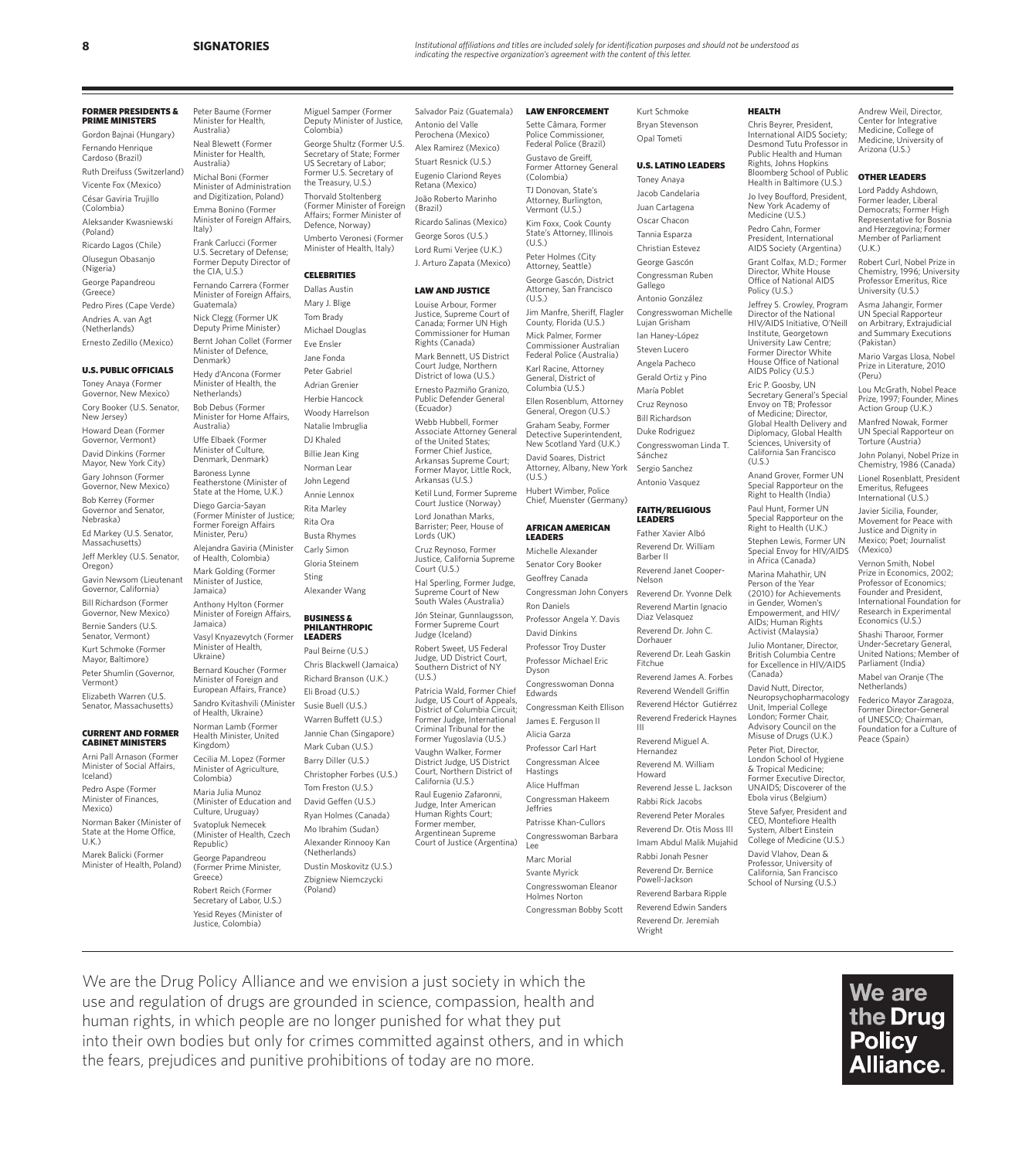## SIGNATORIES

*Institutional affiliations and titles are included solely for identification purposes and should not be understood as indicating the respective organization's agreement with the content of this letter.*

### FORMER PRESIDENTS & PRIME MINISTERS

Gordon Bajnai (Hungary)

Fernando Henrique Cardoso (Brazil)

Ruth Dreifuss (Switzerland)

Vicente Fox (Mexico)

César Gaviria Trujillo (Colombia)

Aleksander Kwasniewski (Poland)

Ricardo Lagos (Chile)

Olusegun Obasanjo (Nigeria)

George Papandreou (Greece)

Pedro Pires (Cape Verde)

Andries A. van Agt (Netherlands)

Ernesto Zedillo (Mexico)

### U.S. PUBLIC OFFICIALS

Toney Anaya (Former Governor, New Mexico)

Cory Booker (U.S. Senator, New Jersey)

Howard Dean (Former Governor, Vermont)

David Dinkins (Former Mayor, New York City)

Gary Johnson (Former Governor, New Mexico)

Bob Kerrey (Former Governor and Senator, Nebraska)

Ed Markey (U.S. Senator, Massachusetts)

Jeff Merkley (U.S. Senator, Oregon)

Gavin Newsom (Lieutenant Governor, California)

Bill Richardson (Former Governor, New Mexico)

Bernie Sanders (U.S. Senator, Vermont)

Kurt Schmoke (Former Mayor, Baltimore)

Peter Shumlin (Governor, Vermont)

Elizabeth Warren (U.S. Senator, Massachusetts)

### CURRENT AND FORMER CABINET MINISTERS

Arni Pall Arnason (Former Minister of Social Affairs, Iceland)

Pedro Aspe (Former Minister of Finances, Mexico)

Norman Baker (Minister of State at the Home Office, U.K.)

Marek Balicki (Former Minister of Health, Poland)

Peter Baume (Former Minister for Health, Australia)

Neal Blewett (Former Minister for Health, Australia)

Michal Boni (Former Minister of Administration and Digitization, Poland)

Emma Bonino (Former Minister of Foreign Affairs, Italy)

Frank Carlucci (Former U.S. Secretary of Defense; Former Deputy Director of the CIA, U.S.)

Fernando Carrera (Former Minister of Foreign Affairs, Guatemala)

Nick Clegg (Former UK Deputy Prime Minister)

Bernt Johan Collet (Former Minister of Defence, Denmark)

Hedy d'Ancona (Former Minister of Health, the Netherlands)

Bob Debus (Former Minister for Home Affairs, Australia)

Uffe Elbaek (Former Minister of Culture, Denmark, Denmark)

Baroness Lynne Featherstone (Minister of State at the Home, U.K.)

Diego Garcia-Sayan (Former Minister of Justice; Former Foreign Affairs Minister, Peru)

Alejandra Gaviria (Minister of Health, Colombia)

Mark Golding (Former Minister of Justice, Jamaica)

Anthony Hylton (Former Minister of Foreign Affairs, Jamaica)

Vasyl Knyazevytch (Former Minister of Health, Ukraine)

Bernard Koucher (Former Minister of Foreign and European Affairs, France)

Sandro Kvitashvili (Minister of Health, Ukraine)

Norman Lamb (Former Health Minister, United Kingdom)

Cecilia M. Lopez (Former Minister of Agriculture, Colombia)

Maria Julia Munoz (Minister of Education and Culture, Uruguay)

Svatopluk Nemecek (Minister of Health, Czech Republic)

George Papandreou (Former Prime Minister, Greece)

Robert Reich (Former Secretary of Labor, U.S.)

Yesid Reyes (Minister of Justice, Colombia)

Miguel Samper (Former Deputy Minister of Justice, Colombia)

George Shultz (Former U.S. Secretary of State; Former US Secretary of Labor; Former U.S. Secretary of the Treasury, U.S.)

Thorvald Stoltenberg (Former Minister of Foreign Affairs; Former Minister of Defence, Norway)

Umberto Veronesi (Former Minister of Health, Italy)

### CELEBRITIES

Dallas Austin

Mary J. Blige

Tom Brady

Michael Douglas

Eve Ensler

Jane Fonda

Peter Gabriel

Adrian Grenier

Herbie Hancock

Woody Harrelson

Natalie Imbruglia

DJ Khaled

Billie Jean King

Norman Lear

John Legend

Annie Lennox

Rita Marley

Rita Ora

Busta Rhymes

Carly Simon

Gloria Steinem

Sting

Alexander Wang

### BUSINESS & PHILANTHROPIC LEADERS

Paul Beirne (U.S.)

Chris Blackwell (Jamaica)

Richard Branson (U.K.)

Eli Broad (U.S.)

Susie Buell (U.S.)

Warren Buffett (U.S.)

Jannie Chan (Singapore)

Mark Cuban (U.S.)

Barry Diller (U.S.)

Christopher Forbes (U.S.)

Tom Freston (U.S.)

David Geffen (U.S.)

Ryan Holmes (Canada)

Mo Ibrahim (Sudan)

Alexander Rinnooy Kan (Netherlands)

Dustin Moskovitz (U.S.)

Zbigniew Niemczycki (Poland)

Salvador Paiz (Guatemala)

Antonio del Valle Perochena (Mexico)

Alex Ramirez (Mexico)

Stuart Resnick (U.S.)

Eugenio Clariond Reyes Retana (Mexico)

João Roberto Marinho (Brazil)

Ricardo Salinas (Mexico)

George Soros (U.S.)

Lord Rumi Verjee (U.K.)

J. Arturo Zapata (Mexico)

### LAW AND JUSTICE

Louise Arbour, Former Justice, Supreme Court of Canada; Former UN High Commissioner for Human Rights (Canada)

Mark Bennett, US District Court Judge, Northern District of Iowa (U.S.)

Ernesto Pazmiño Granizo, Public Defender General (Ecuador)

Webb Hubbell, Former Associate Attorney General of the United States; Former Chief Justice, Arkansas Supreme Court; Former Mayor, Little Rock, Arkansas (U.S.)

Ketil Lund, Former Supreme Court Justice (Norway)

Lord Jonathan Marks, Barrister; Peer, House of Lords (UK)

Cruz Reynoso, Former Justice, California Supreme Court (U.S.)

Hal Sperling, Former Judge, Supreme Court of New South Wales (Australia)

Jón Steinar, Gunnlaugsson, Former Supreme Court Judge (Iceland)

Robert Sweet, US Federal Judge, UD District Court, Southern District of NY (U.S.)

Patricia Wald, Former Chief Judge, US Court of Appeals, District of Columbia Circuit; Former Judge, International Criminal Tribunal for the Former Yugoslavia (U.S.)

Vaughn Walker, Former District Judge, US District Court, Northern District of California (U.S.)

Raul Eugenio Zafaronni, Judge, Inter American Human Rights Court; Former member, Argentinean Supreme Court of Justice (Argentina)

### LAW ENFORCEMENT

Sette Câmara, Former Police Commissioner, Federal Police (Brazil)

Gustavo de Greiff, Former Attorney General (Colombia)

TJ Donovan, State's Attorney, Burlington, Vermont (U.S.)

Kim Foxx, Cook County State's Attorney, Illinois (U.S.)

Peter Holmes (City Attorney, Seattle)

George Gascón, District Attorney, San Francisco (U.S.)

Jim Manfre, Sheriff, Flagler County, Florida (U.S.)

Mick Palmer, Former Commissioner Australian Federal Police (Australia)

Karl Racine, Attorney General, District of Columbia (U.S.)

Ellen Rosenblum, Attorney General, Oregon (U.S.)

Graham Seaby, Former Detective Superintendent, New Scotland Yard (U.K.)

David Soares, District Attorney, Albany, New York (U.S.)

Hubert Wimber, Police Chief, Muenster (Germany)

### AFRICAN AMERICAN LEADERS

Michelle Alexander

Senator Cory Booker

Geoffrey Canada

Congressman John Conyers

Ron Daniels

Professor Angela Y. Davis

David Dinkins

Professor Troy Duster

Professor Michael Eric Dyson

Congresswoman Donna Edwards

Congressman Keith Ellison

James E. Ferguson II

Alicia Garza

Professor Carl Hart

Congressman Alcee Hastings

Alice Huffman

Congressman Hakeem Jeffries

Patrisse Khan-Cullors

Congresswoman Barbara Lee

Marc Morial

Svante Myrick

Congresswoman Eleanor Holmes Norton

Congressman Bobby Scott

Kurt Schmoke

Bryan Stevenson

Opal Tometi

### U.S. LATINO LEADERS

Toney Anaya

Jacob Candelaria

Juan Cartagena

Oscar Chacon

Tannia Esparza

Christian Estevez

George Gascón

Congressman Ruben Gallego

Antonio González

Congresswoman Michelle Lujan Grisham

Ian Haney-López

Steven Lucero

Angela Pacheco

Gerald Ortiz y Pino

María Poblet

Cruz Reynoso

Bill Richardson

Duke Rodriguez

Congresswoman Linda T. Sánchez

Sergio Sanchez

Antonio Vasquez

### FAITH/RELIGIOUS LEADERS

Father Xavier Albó

Reverend Dr. William Barber II

Reverend Janet Cooper-Nelson

Reverend Dr. Yvonne Delk

Reverend Martin Ignacio Diaz Velasquez

Reverend Dr. John C. Dorhauer

Reverend Dr. Leah Gaskin Fitchue

Reverend James A. Forbes

Reverend Wendell Griffin

Reverend Héctor Gutiérrez

Reverend Frederick Haynes III

Reverend Miguel A. Hernandez

Reverend M. William Howard

Reverend Jesse L. Jackson

Rabbi Rick Jacobs

Reverend Peter Morales

Reverend Dr. Otis Moss III

Imam Abdul Malik Mujahid

Rabbi Jonah Pesner

Reverend Dr. Bernice Powell-Jackson

Reverend Barbara Ripple

Reverend Edwin Sanders

Reverend Dr. Jeremiah Wright

### HEALTH

Chris Beyrer, President, International AIDS Society; Desmond Tutu Professor in Public Health and Human Rights, Johns Hopkins Bloomberg School of Public Health in Baltimore (U.S.)

Jo Ivey Boufford, President, New York Academy of Medicine (U.S.)

Pedro Cahn, Former President, International AIDS Society (Argentina)

Grant Colfax, M.D.; Former Director, White House Office of National AIDS Policy (U.S.)

Jeffrey S. Crowley, Program Director of the National HIV/AIDS Initiative, O'Neill Institute, Georgetown University Law Centre; Former Director White House Office of National AIDS Policy (U.S.)

Eric P. Goosby, UN Secretary General's Special Envoy on TB; Professor of Medicine; Director, Global Health Delivery and Diplomacy, Global Health Sciences, University of California San Francisco (U.S.)

Anand Grover, Former UN Special Rapporteur on the Right to Health (India)

Paul Hunt, Former UN Special Rapporteur on the Right to Health (U.K.)

Stephen Lewis, Former UN Special Envoy for HIV/AIDS in Africa (Canada)

Marina Mahathir, UN Person of the Year (2010) for Achievements in Gender, Women's Empowerment, and HIV/AIDs; Human Rights Activist (Malaysia)

Julio Montaner, Director, British Columbia Centre for Excellence in HIV/AIDS (Canada)

David Nutt, Director, Neuropsychopharmacology Unit, Imperial College London; Former Chair, Advisory Council on the Misuse of Drugs (U.K.)

Peter Piot, Director, London School of Hygiene & Tropical Medicine; Former Executive Director, UNAIDS; Discoverer of the Ebola virus (Belgium)

Steve Safyer, President and CEO, Montefiore Health System, Albert Einstein College of Medicine (U.S.)

David Vlahov, Dean & Professor, University of California, San Francisco School of Nursing (U.S.)

Andrew Weil, Director, Center for Integrative Medicine, College of Medicine, University of Arizona (U.S.)

### OTHER LEADERS

Lord Paddy Ashdown, Former leader, Liberal Democrats; Former High Representative for Bosnia and Herzegovina; Former Member of Parliament (U.K.)

Robert Curl, Nobel Prize in Chemistry, 1996; University Professor Emeritus, Rice University (U.S.)

Asma Jahangir, Former UN Special Rapporteur on Arbitrary, Extrajudicial and Summary Executions (Pakistan)

Mario Vargas Llosa, Nobel Prize in Literature, 2010 (Peru)

Lou McGrath, Nobel Peace Prize, 1997; Founder, Mines Action Group (U.K.)

Manfred Nowak, Former UN Special Rapporteur on Torture (Austria)

John Polanyi, Nobel Prize in Chemistry, 1986 (Canada)

Lionel Rosenblatt, President Emeritus, Refugees International (U.S.)

Javier Sicilia, Founder, Movement for Peace with Justice and Dignity in Mexico; Poet; Journalist (Mexico)

Vernon Smith, Nobel Prize in Economics, 2002; Professor of Economics; Founder and President, International Foundation for Research in Experimental Economics (U.S.)

Shashi Tharoor, Former Under-Secretary General, United Nations; Member of Parliament (India)

Mabel van Oranje (The Netherlands)

Federico Mayor Zaragoza, Former Director-General of UNESCO; Chairman, Foundation for a Culture of Peace (Spain)

---

We are the Drug Policy Alliance and we envision a just society in which the use and regulation of drugs are grounded in science, compassion, health and human rights, in which people are no longer punished for what they put into their own bodies but only for crimes committed against others, and in which the fears, prejudices and punitive prohibitions of today are no more.

**We are the Drug Policy Alliance.**